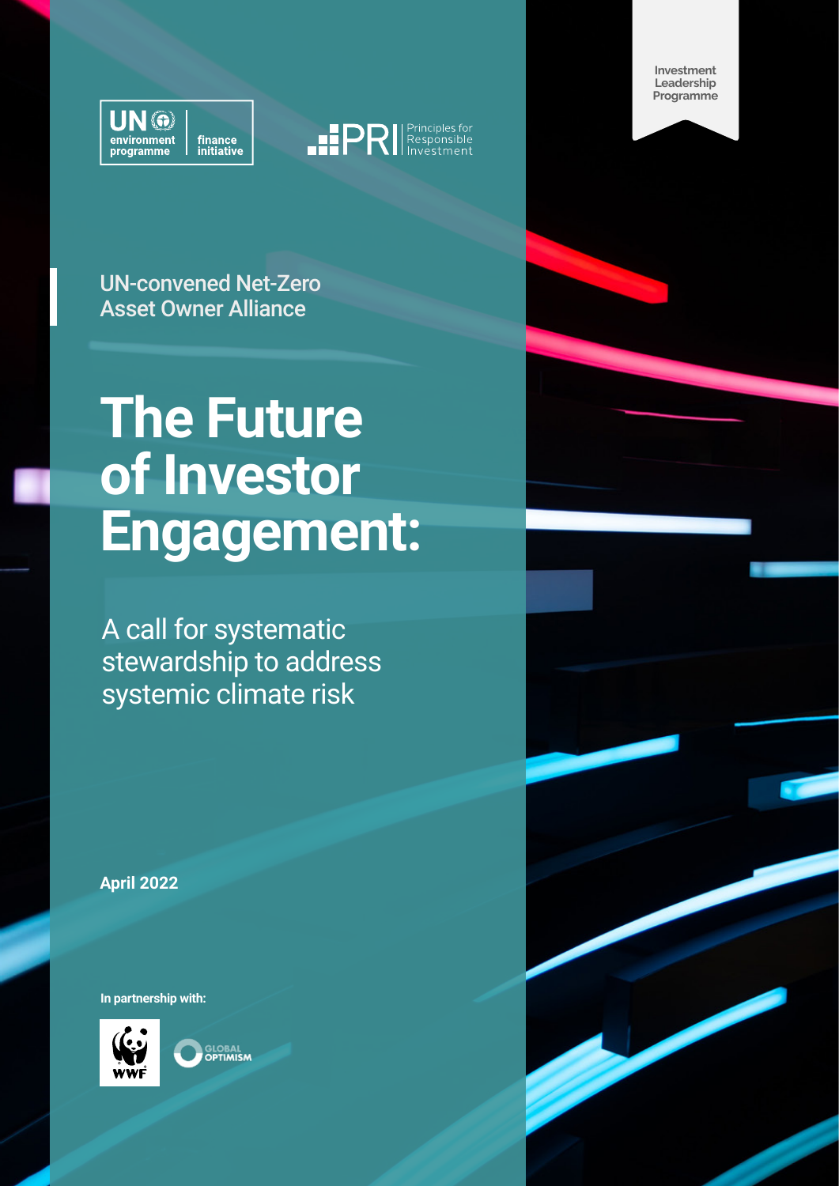Investment Leadership Programme

UN environment programme | finance initiative

PRI Principles for Responsible Investment

UN-convened Net-Zero Asset Owner Alliance

# The Future of Investor Engagement:

## A call for systematic stewardship to address systemic climate risk

**April 2022**

**In partnership with:**

WWF

GLOBAL OPTIMISM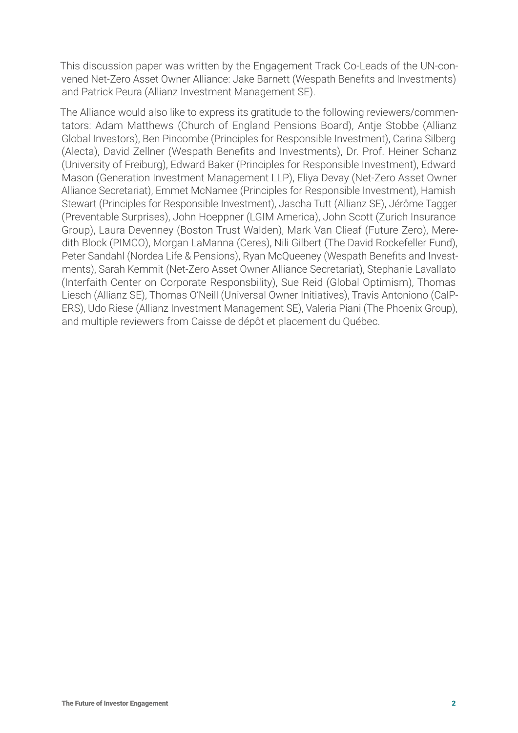This discussion paper was written by the Engagement Track Co-Leads of the UN-convened Net-Zero Asset Owner Alliance: Jake Barnett (Wespath Benefits and Investments) and Patrick Peura (Allianz Investment Management SE).

The Alliance would also like to express its gratitude to the following reviewers/commentators: Adam Matthews (Church of England Pensions Board), Antje Stobbe (Allianz Global Investors), Ben Pincombe (Principles for Responsible Investment), Carina Silberg (Alecta), David Zellner (Wespath Benefits and Investments), Dr. Prof. Heiner Schanz (University of Freiburg), Edward Baker (Principles for Responsible Investment), Edward Mason (Generation Investment Management LLP), Eliya Devay (Net-Zero Asset Owner Alliance Secretariat), Emmet McNamee (Principles for Responsible Investment), Hamish Stewart (Principles for Responsible Investment), Jascha Tutt (Allianz SE), Jérôme Tagger (Preventable Surprises), John Hoeppner (LGIM America), John Scott (Zurich Insurance Group), Laura Devenney (Boston Trust Walden), Mark Van Clieaf (Future Zero), Meredith Block (PIMCO), Morgan LaManna (Ceres), Nili Gilbert (The David Rockefeller Fund), Peter Sandahl (Nordea Life & Pensions), Ryan McQueeney (Wespath Benefits and Investments), Sarah Kemmit (Net-Zero Asset Owner Alliance Secretariat), Stephanie Lavallato (Interfaith Center on Corporate Responsbility), Sue Reid (Global Optimism), Thomas Liesch (Allianz SE), Thomas O'Neill (Universal Owner Initiatives), Travis Antoniono (CalPERS), Udo Riese (Allianz Investment Management SE), Valeria Piani (The Phoenix Group), and multiple reviewers from Caisse de dépôt et placement du Québec.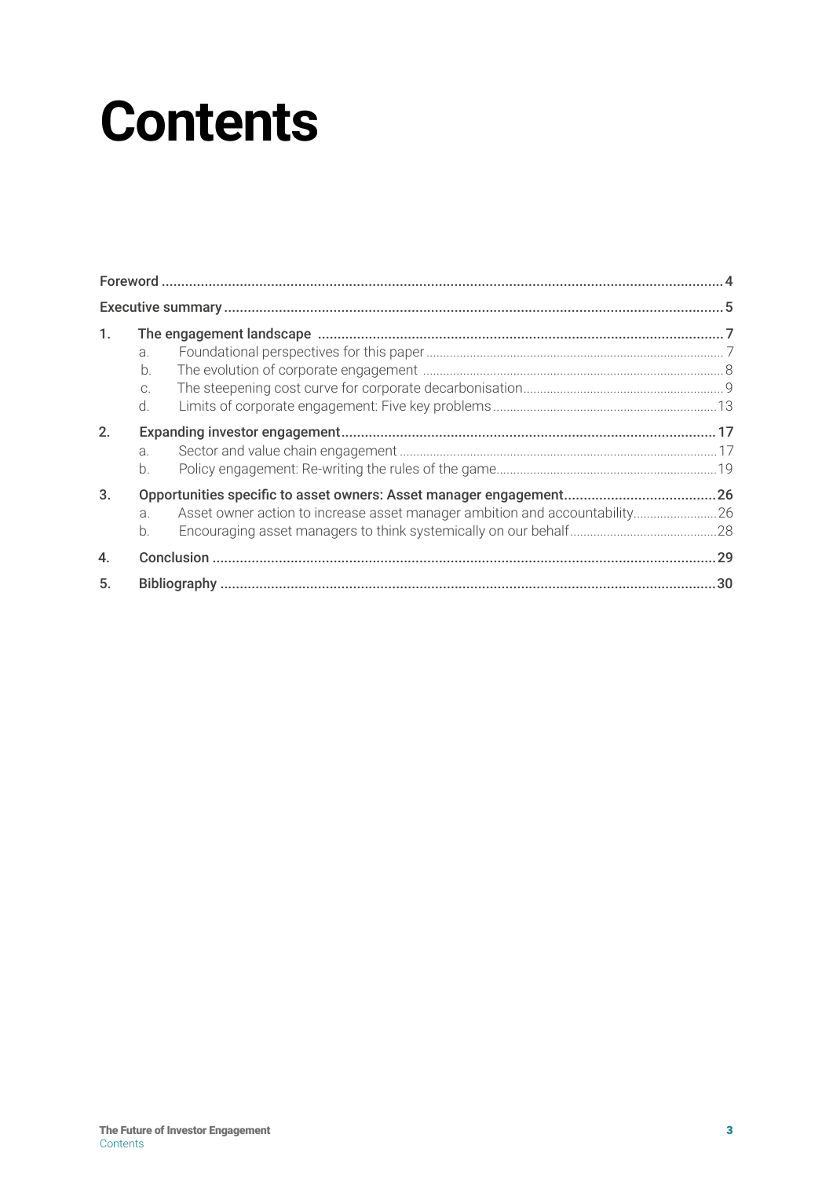# Contents

| | | |
|---|---|---|
| **Foreword** | | **4** |
| **Executive summary** | | **5** |
| **1.** | **The engagement landscape** | **7** |
| | a. Foundational perspectives for this paper | 7 |
| | b. The evolution of corporate engagement | 8 |
| | c. The steepening cost curve for corporate decarbonisation | 9 |
| | d. Limits of corporate engagement: Five key problems | 13 |
| **2.** | **Expanding investor engagement** | **17** |
| | a. Sector and value chain engagement | 17 |
| | b. Policy engagement: Re-writing the rules of the game | 19 |
| **3.** | **Opportunities specific to asset owners: Asset manager engagement** | **26** |
| | a. Asset owner action to increase asset manager ambition and accountability | 26 |
| | b. Encouraging asset managers to think systemically on our behalf | 28 |
| **4.** | **Conclusion** | **29** |
| **5.** | **Bibliography** | **30** |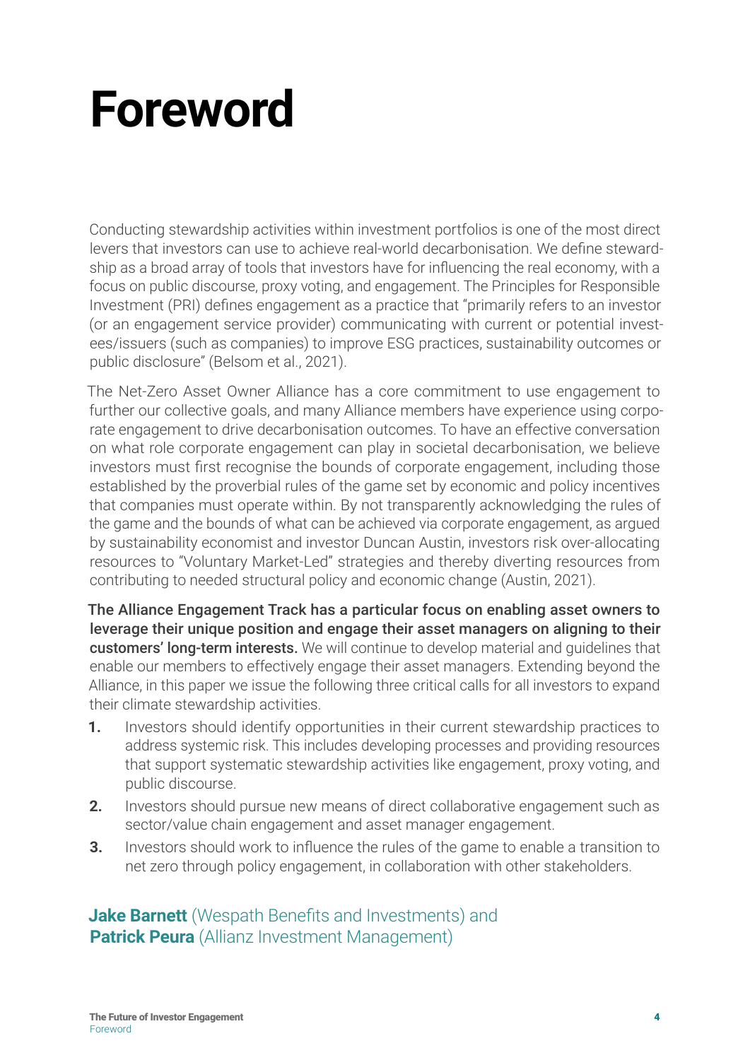# Foreword

Conducting stewardship activities within investment portfolios is one of the most direct levers that investors can use to achieve real-world decarbonisation. We define stewardship as a broad array of tools that investors have for influencing the real economy, with a focus on public discourse, proxy voting, and engagement. The Principles for Responsible Investment (PRI) defines engagement as a practice that "primarily refers to an investor (or an engagement service provider) communicating with current or potential investees/issuers (such as companies) to improve ESG practices, sustainability outcomes or public disclosure" (Belsom et al., 2021).

The Net-Zero Asset Owner Alliance has a core commitment to use engagement to further our collective goals, and many Alliance members have experience using corporate engagement to drive decarbonisation outcomes. To have an effective conversation on what role corporate engagement can play in societal decarbonisation, we believe investors must first recognise the bounds of corporate engagement, including those established by the proverbial rules of the game set by economic and policy incentives that companies must operate within. By not transparently acknowledging the rules of the game and the bounds of what can be achieved via corporate engagement, as argued by sustainability economist and investor Duncan Austin, investors risk over-allocating resources to "Voluntary Market-Led" strategies and thereby diverting resources from contributing to needed structural policy and economic change (Austin, 2021).

**The Alliance Engagement Track has a particular focus on enabling asset owners to leverage their unique position and engage their asset managers on aligning to their customers' long-term interests.** We will continue to develop material and guidelines that enable our members to effectively engage their asset managers. Extending beyond the Alliance, in this paper we issue the following three critical calls for all investors to expand their climate stewardship activities.

1. Investors should identify opportunities in their current stewardship practices to address systemic risk. This includes developing processes and providing resources that support systematic stewardship activities like engagement, proxy voting, and public discourse.
2. Investors should pursue new means of direct collaborative engagement such as sector/value chain engagement and asset manager engagement.
3. Investors should work to influence the rules of the game to enable a transition to net zero through policy engagement, in collaboration with other stakeholders.

**Jake Barnett** (Wespath Benefits and Investments) and
**Patrick Peura** (Allianz Investment Management)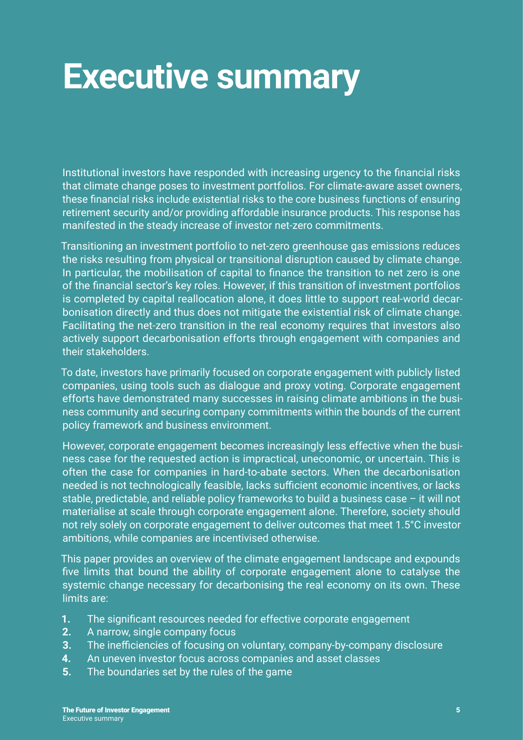# Executive summary

Institutional investors have responded with increasing urgency to the financial risks that climate change poses to investment portfolios. For climate-aware asset owners, these financial risks include existential risks to the core business functions of ensuring retirement security and/or providing affordable insurance products. This response has manifested in the steady increase of investor net-zero commitments.

Transitioning an investment portfolio to net-zero greenhouse gas emissions reduces the risks resulting from physical or transitional disruption caused by climate change. In particular, the mobilisation of capital to finance the transition to net zero is one of the financial sector's key roles. However, if this transition of investment portfolios is completed by capital reallocation alone, it does little to support real-world decarbonisation directly and thus does not mitigate the existential risk of climate change. Facilitating the net-zero transition in the real economy requires that investors also actively support decarbonisation efforts through engagement with companies and their stakeholders.

To date, investors have primarily focused on corporate engagement with publicly listed companies, using tools such as dialogue and proxy voting. Corporate engagement efforts have demonstrated many successes in raising climate ambitions in the business community and securing company commitments within the bounds of the current policy framework and business environment.

However, corporate engagement becomes increasingly less effective when the business case for the requested action is impractical, uneconomic, or uncertain. This is often the case for companies in hard-to-abate sectors. When the decarbonisation needed is not technologically feasible, lacks sufficient economic incentives, or lacks stable, predictable, and reliable policy frameworks to build a business case – it will not materialise at scale through corporate engagement alone. Therefore, society should not rely solely on corporate engagement to deliver outcomes that meet 1.5°C investor ambitions, while companies are incentivised otherwise.

This paper provides an overview of the climate engagement landscape and expounds five limits that bound the ability of corporate engagement alone to catalyse the systemic change necessary for decarbonising the real economy on its own. These limits are:

1. The significant resources needed for effective corporate engagement
2. A narrow, single company focus
3. The inefficiencies of focusing on voluntary, company-by-company disclosure
4. An uneven investor focus across companies and asset classes
5. The boundaries set by the rules of the game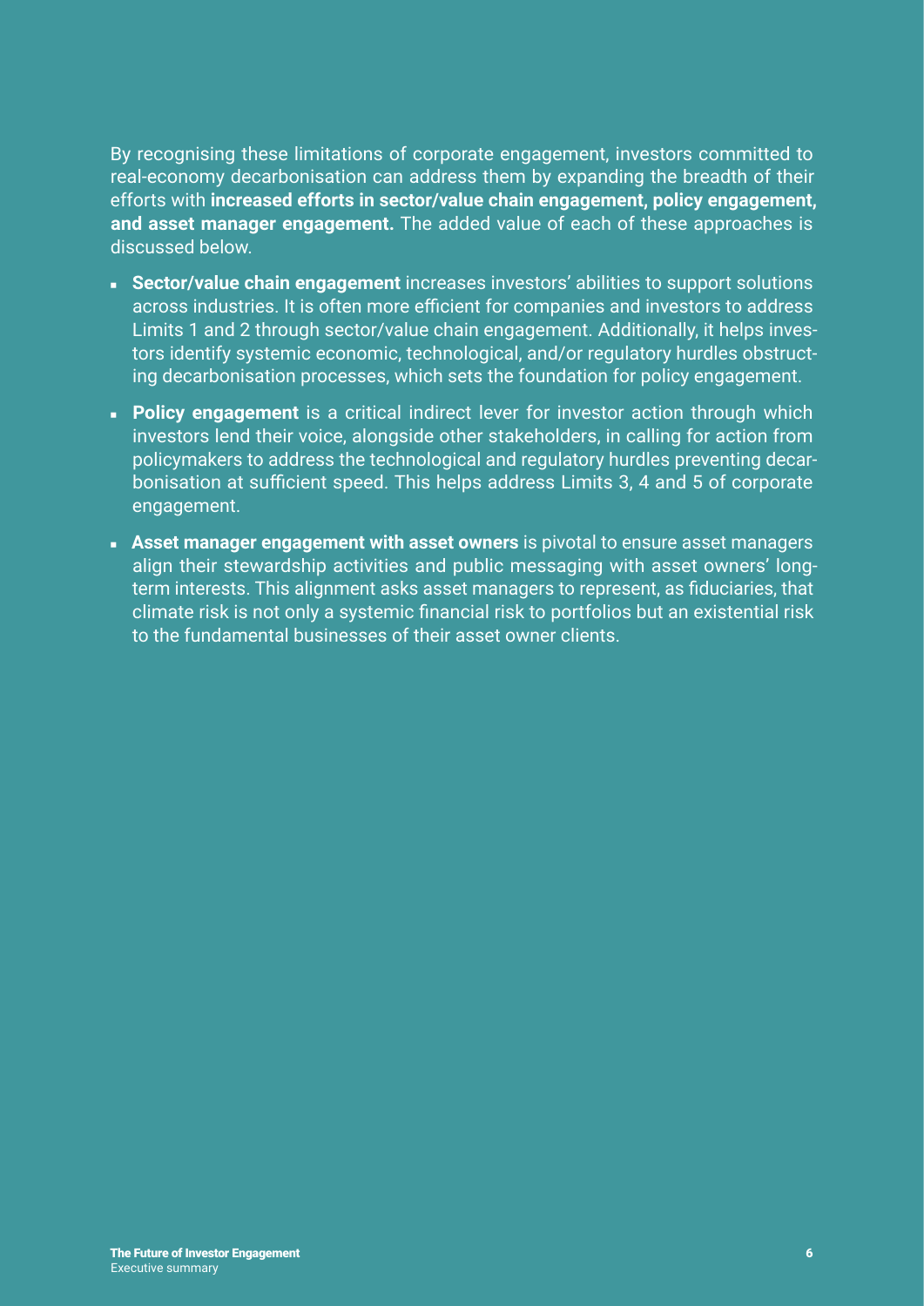By recognising these limitations of corporate engagement, investors committed to real-economy decarbonisation can address them by expanding the breadth of their efforts with **increased efforts in sector/value chain engagement, policy engagement, and asset manager engagement.** The added value of each of these approaches is discussed below.

- **Sector/value chain engagement** increases investors' abilities to support solutions across industries. It is often more efficient for companies and investors to address Limits 1 and 2 through sector/value chain engagement. Additionally, it helps investors identify systemic economic, technological, and/or regulatory hurdles obstructing decarbonisation processes, which sets the foundation for policy engagement.
- **Policy engagement** is a critical indirect lever for investor action through which investors lend their voice, alongside other stakeholders, in calling for action from policymakers to address the technological and regulatory hurdles preventing decarbonisation at sufficient speed. This helps address Limits 3, 4 and 5 of corporate engagement.
- **Asset manager engagement with asset owners** is pivotal to ensure asset managers align their stewardship activities and public messaging with asset owners' long-term interests. This alignment asks asset managers to represent, as fiduciaries, that climate risk is not only a systemic financial risk to portfolios but an existential risk to the fundamental businesses of their asset owner clients.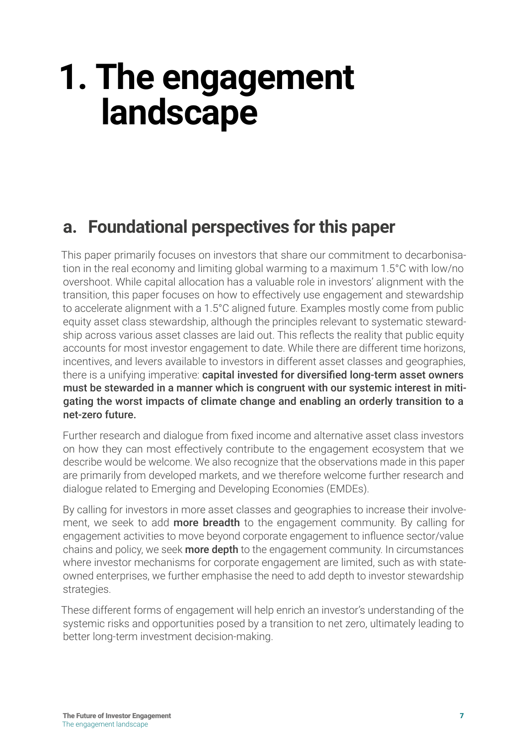# 1. The engagement landscape

## a. Foundational perspectives for this paper

This paper primarily focuses on investors that share our commitment to decarbonisation in the real economy and limiting global warming to a maximum 1.5°C with low/no overshoot. While capital allocation has a valuable role in investors' alignment with the transition, this paper focuses on how to effectively use engagement and stewardship to accelerate alignment with a 1.5°C aligned future. Examples mostly come from public equity asset class stewardship, although the principles relevant to systematic stewardship across various asset classes are laid out. This reflects the reality that public equity accounts for most investor engagement to date. While there are different time horizons, incentives, and levers available to investors in different asset classes and geographies, there is a unifying imperative: **capital invested for diversified long-term asset owners must be stewarded in a manner which is congruent with our systemic interest in mitigating the worst impacts of climate change and enabling an orderly transition to a net-zero future.**

Further research and dialogue from fixed income and alternative asset class investors on how they can most effectively contribute to the engagement ecosystem that we describe would be welcome. We also recognize that the observations made in this paper are primarily from developed markets, and we therefore welcome further research and dialogue related to Emerging and Developing Economies (EMDEs).

By calling for investors in more asset classes and geographies to increase their involvement, we seek to add **more breadth** to the engagement community. By calling for engagement activities to move beyond corporate engagement to influence sector/value chains and policy, we seek **more depth** to the engagement community. In circumstances where investor mechanisms for corporate engagement are limited, such as with state-owned enterprises, we further emphasise the need to add depth to investor stewardship strategies.

These different forms of engagement will help enrich an investor's understanding of the systemic risks and opportunities posed by a transition to net zero, ultimately leading to better long-term investment decision-making.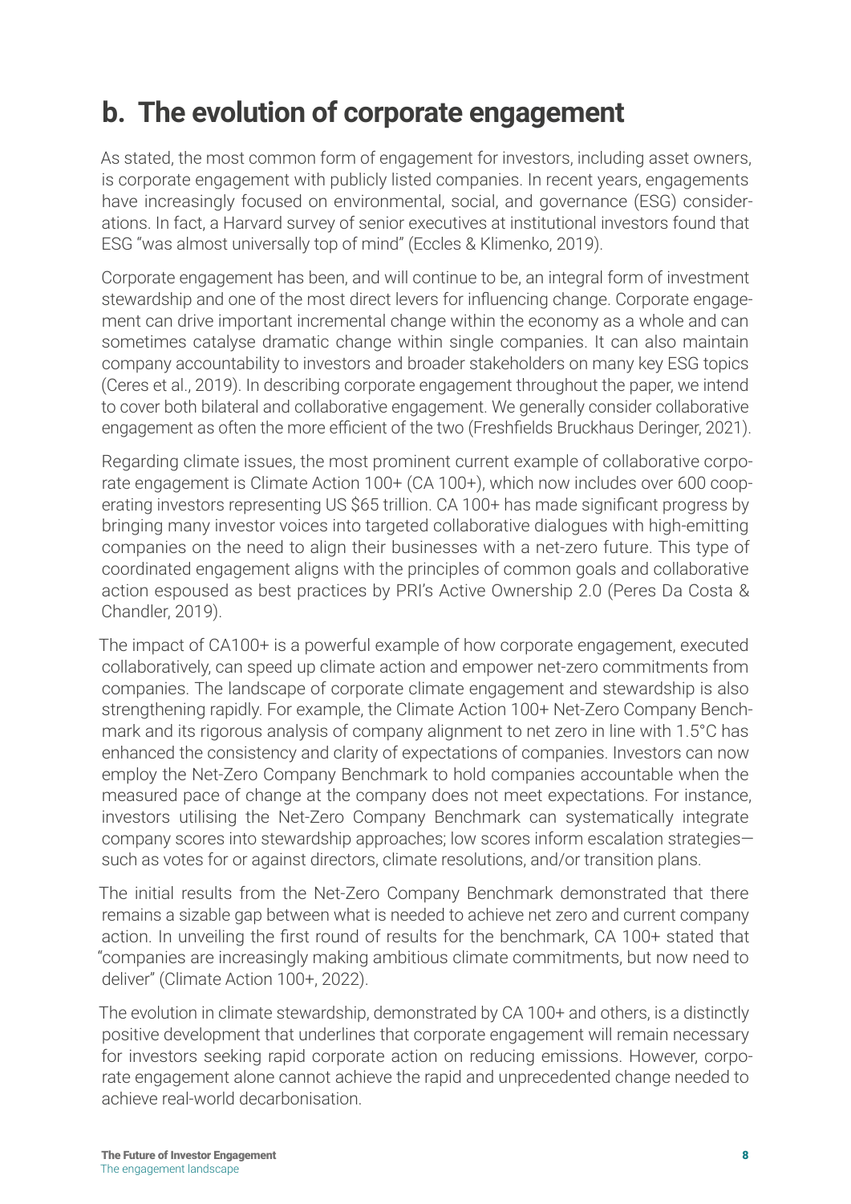## b. The evolution of corporate engagement

As stated, the most common form of engagement for investors, including asset owners, is corporate engagement with publicly listed companies. In recent years, engagements have increasingly focused on environmental, social, and governance (ESG) considerations. In fact, a Harvard survey of senior executives at institutional investors found that ESG "was almost universally top of mind" (Eccles & Klimenko, 2019).

Corporate engagement has been, and will continue to be, an integral form of investment stewardship and one of the most direct levers for influencing change. Corporate engagement can drive important incremental change within the economy as a whole and can sometimes catalyse dramatic change within single companies. It can also maintain company accountability to investors and broader stakeholders on many key ESG topics (Ceres et al., 2019). In describing corporate engagement throughout the paper, we intend to cover both bilateral and collaborative engagement. We generally consider collaborative engagement as often the more efficient of the two (Freshfields Bruckhaus Deringer, 2021).

Regarding climate issues, the most prominent current example of collaborative corporate engagement is Climate Action 100+ (CA 100+), which now includes over 600 cooperating investors representing US $65 trillion. CA 100+ has made significant progress by bringing many investor voices into targeted collaborative dialogues with high-emitting companies on the need to align their businesses with a net-zero future. This type of coordinated engagement aligns with the principles of common goals and collaborative action espoused as best practices by PRI's Active Ownership 2.0 (Peres Da Costa & Chandler, 2019).

The impact of CA100+ is a powerful example of how corporate engagement, executed collaboratively, can speed up climate action and empower net-zero commitments from companies. The landscape of corporate climate engagement and stewardship is also strengthening rapidly. For example, the Climate Action 100+ Net-Zero Company Benchmark and its rigorous analysis of company alignment to net zero in line with 1.5°C has enhanced the consistency and clarity of expectations of companies. Investors can now employ the Net-Zero Company Benchmark to hold companies accountable when the measured pace of change at the company does not meet expectations. For instance, investors utilising the Net-Zero Company Benchmark can systematically integrate company scores into stewardship approaches; low scores inform escalation strategies—such as votes for or against directors, climate resolutions, and/or transition plans.

The initial results from the Net-Zero Company Benchmark demonstrated that there remains a sizable gap between what is needed to achieve net zero and current company action. In unveiling the first round of results for the benchmark, CA 100+ stated that "companies are increasingly making ambitious climate commitments, but now need to deliver" (Climate Action 100+, 2022).

The evolution in climate stewardship, demonstrated by CA 100+ and others, is a distinctly positive development that underlines that corporate engagement will remain necessary for investors seeking rapid corporate action on reducing emissions. However, corporate engagement alone cannot achieve the rapid and unprecedented change needed to achieve real-world decarbonisation.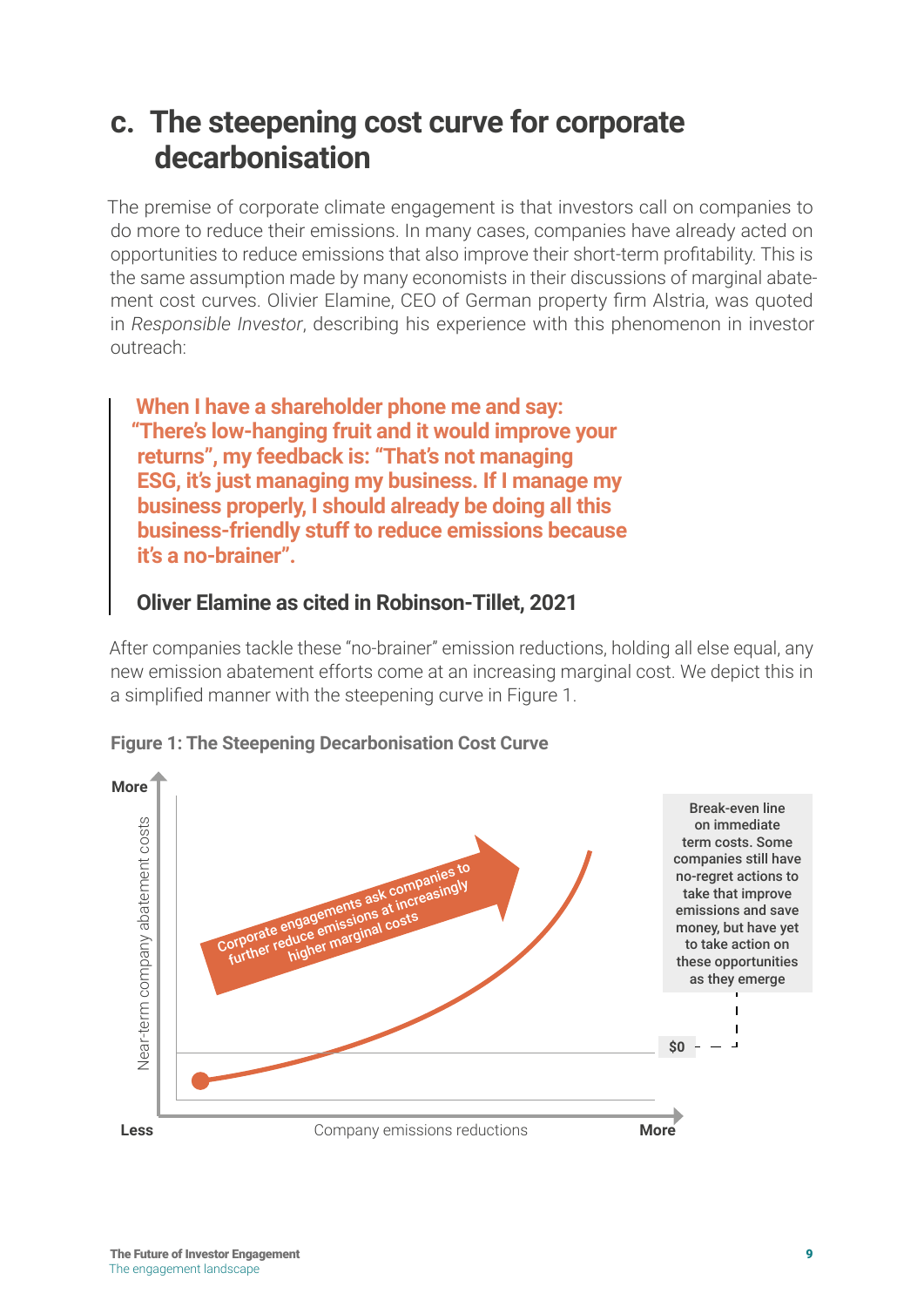## c. The steepening cost curve for corporate decarbonisation

The premise of corporate climate engagement is that investors call on companies to do more to reduce their emissions. In many cases, companies have already acted on opportunities to reduce emissions that also improve their short-term profitability. This is the same assumption made by many economists in their discussions of marginal abatement cost curves. Olivier Elamine, CEO of German property firm Alstria, was quoted in *Responsible Investor*, describing his experience with this phenomenon in investor outreach:

> **When I have a shareholder phone me and say: "There's low-hanging fruit and it would improve your returns", my feedback is: "That's not managing ESG, it's just managing my business. If I manage my business properly, I should already be doing all this business-friendly stuff to reduce emissions because it's a no-brainer".**
>
> **Oliver Elamine as cited in Robinson-Tillet, 2021**

After companies tackle these "no-brainer" emission reductions, holding all else equal, any new emission abatement efforts come at an increasing marginal cost. We depict this in a simplified manner with the steepening curve in Figure 1.

**Figure 1: The Steepening Decarbonisation Cost Curve**

Near-term company abatement costs (Less – More)

Company emissions reductions (Less – More)

Corporate engagements ask companies to further reduce emissions at increasingly higher marginal costs

$0

Break-even line on immediate term costs. Some companies still have no-regret actions to take that improve emissions and save money, but have yet to take action on these opportunities as they emerge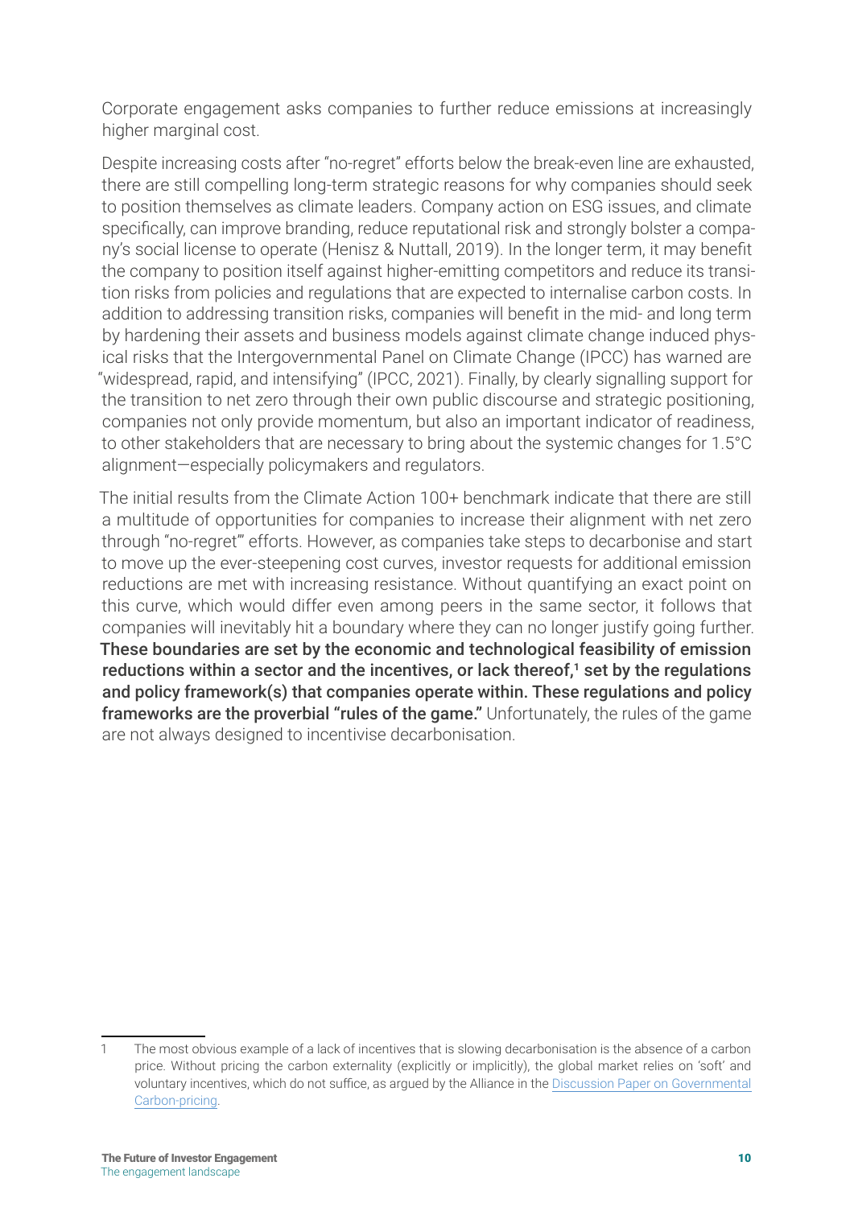Corporate engagement asks companies to further reduce emissions at increasingly higher marginal cost.

Despite increasing costs after "no-regret" efforts below the break-even line are exhausted, there are still compelling long-term strategic reasons for why companies should seek to position themselves as climate leaders. Company action on ESG issues, and climate specifically, can improve branding, reduce reputational risk and strongly bolster a company's social license to operate (Henisz & Nuttall, 2019). In the longer term, it may benefit the company to position itself against higher-emitting competitors and reduce its transition risks from policies and regulations that are expected to internalise carbon costs. In addition to addressing transition risks, companies will benefit in the mid- and long term by hardening their assets and business models against climate change induced physical risks that the Intergovernmental Panel on Climate Change (IPCC) has warned are "widespread, rapid, and intensifying" (IPCC, 2021). Finally, by clearly signalling support for the transition to net zero through their own public discourse and strategic positioning, companies not only provide momentum, but also an important indicator of readiness, to other stakeholders that are necessary to bring about the systemic changes for 1.5°C alignment—especially policymakers and regulators.

The initial results from the Climate Action 100+ benchmark indicate that there are still a multitude of opportunities for companies to increase their alignment with net zero through "no-regret'" efforts. However, as companies take steps to decarbonise and start to move up the ever-steepening cost curves, investor requests for additional emission reductions are met with increasing resistance. Without quantifying an exact point on this curve, which would differ even among peers in the same sector, it follows that companies will inevitably hit a boundary where they can no longer justify going further. **These boundaries are set by the economic and technological feasibility of emission reductions within a sector and the incentives, or lack thereof,[1] set by the regulations and policy framework(s) that companies operate within. These regulations and policy frameworks are the proverbial "rules of the game."** Unfortunately, the rules of the game are not always designed to incentivise decarbonisation.

---

1 The most obvious example of a lack of incentives that is slowing decarbonisation is the absence of a carbon price. Without pricing the carbon externality (explicitly or implicitly), the global market relies on 'soft' and voluntary incentives, which do not suffice, as argued by the Alliance in the Discussion Paper on Governmental Carbon-pricing.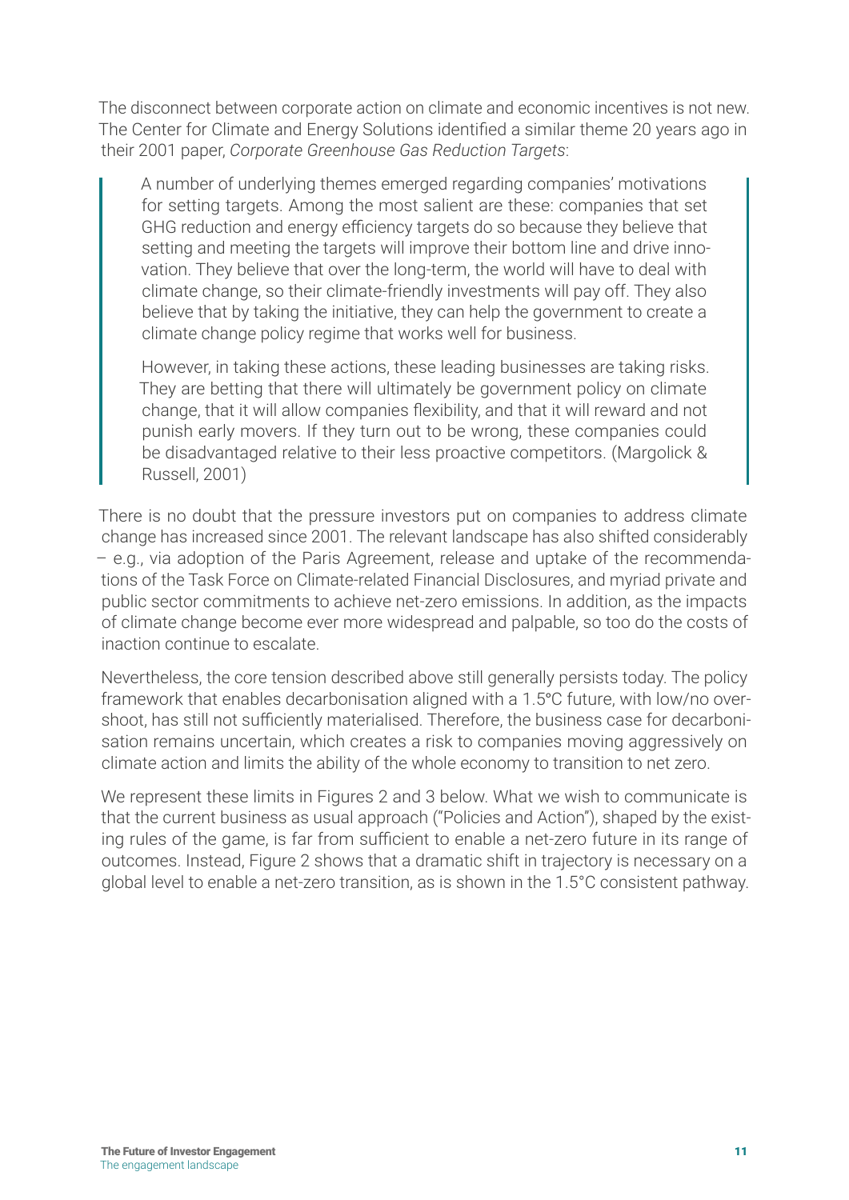The disconnect between corporate action on climate and economic incentives is not new. The Center for Climate and Energy Solutions identified a similar theme 20 years ago in their 2001 paper, *Corporate Greenhouse Gas Reduction Targets*:

> A number of underlying themes emerged regarding companies' motivations for setting targets. Among the most salient are these: companies that set GHG reduction and energy efficiency targets do so because they believe that setting and meeting the targets will improve their bottom line and drive innovation. They believe that over the long-term, the world will have to deal with climate change, so their climate-friendly investments will pay off. They also believe that by taking the initiative, they can help the government to create a climate change policy regime that works well for business.
>
> However, in taking these actions, these leading businesses are taking risks. They are betting that there will ultimately be government policy on climate change, that it will allow companies flexibility, and that it will reward and not punish early movers. If they turn out to be wrong, these companies could be disadvantaged relative to their less proactive competitors. (Margolick & Russell, 2001)

There is no doubt that the pressure investors put on companies to address climate change has increased since 2001. The relevant landscape has also shifted considerably – e.g., via adoption of the Paris Agreement, release and uptake of the recommendations of the Task Force on Climate-related Financial Disclosures, and myriad private and public sector commitments to achieve net-zero emissions. In addition, as the impacts of climate change become ever more widespread and palpable, so too do the costs of inaction continue to escalate.

Nevertheless, the core tension described above still generally persists today. The policy framework that enables decarbonisation aligned with a 1.5°C future, with low/no overshoot, has still not sufficiently materialised. Therefore, the business case for decarbonisation remains uncertain, which creates a risk to companies moving aggressively on climate action and limits the ability of the whole economy to transition to net zero.

We represent these limits in Figures 2 and 3 below. What we wish to communicate is that the current business as usual approach ("Policies and Action"), shaped by the existing rules of the game, is far from sufficient to enable a net-zero future in its range of outcomes. Instead, Figure 2 shows that a dramatic shift in trajectory is necessary on a global level to enable a net-zero transition, as is shown in the 1.5°C consistent pathway.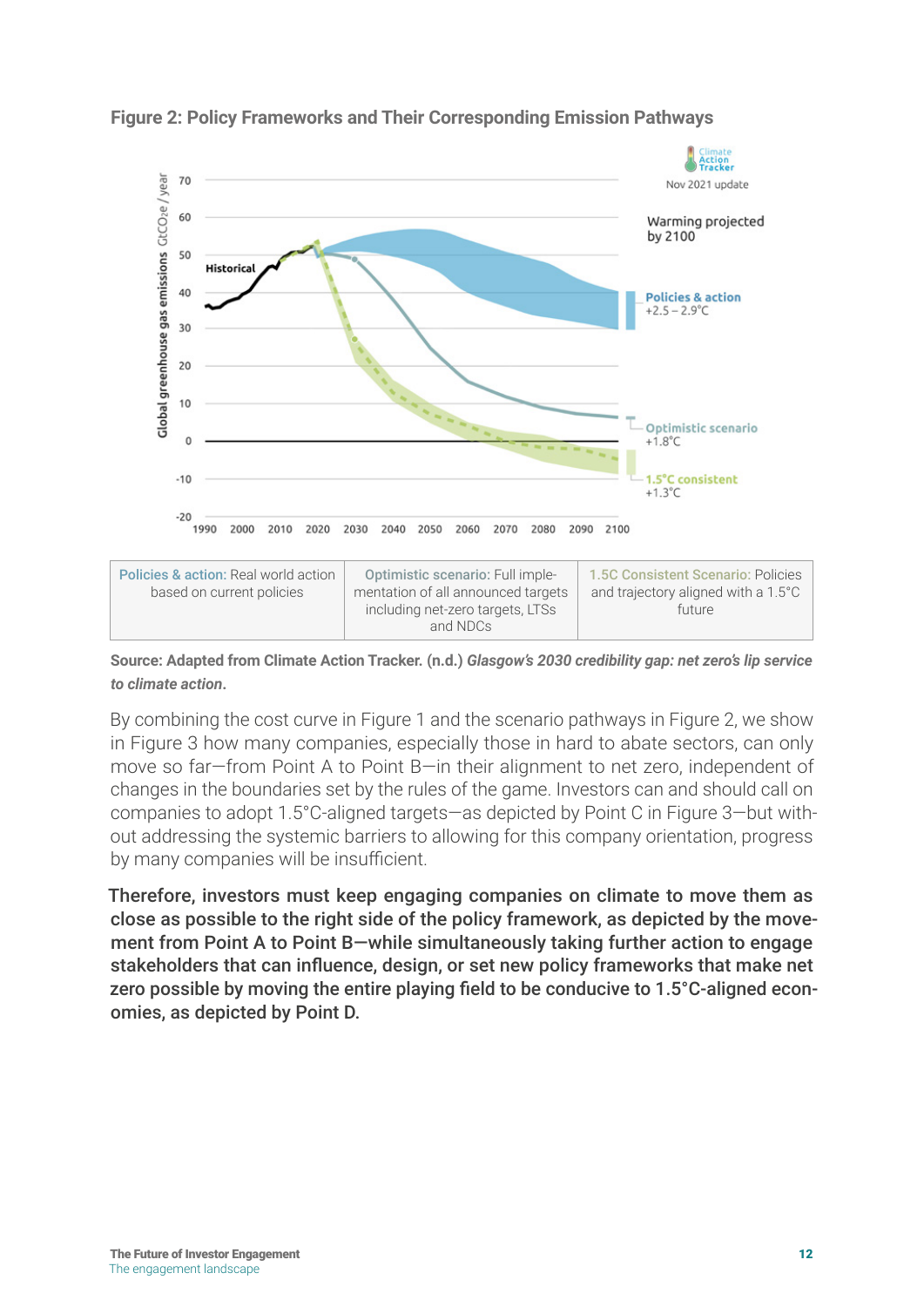**Figure 2: Policy Frameworks and Their Corresponding Emission Pathways**

| Policies & action: Real world action based on current policies | Optimistic scenario: Full implementation of all announced targets including net-zero targets, LTSs and NDCs | 1.5C Consistent Scenario: Policies and trajectory aligned with a 1.5°C future |
| --- | --- | --- |

Source: Adapted from Climate Action Tracker. (n.d.) *Glasgow's 2030 credibility gap: net zero's lip service to climate action*.

By combining the cost curve in Figure 1 and the scenario pathways in Figure 2, we show in Figure 3 how many companies, especially those in hard to abate sectors, can only move so far—from Point A to Point B—in their alignment to net zero, independent of changes in the boundaries set by the rules of the game. Investors can and should call on companies to adopt 1.5°C-aligned targets—as depicted by Point C in Figure 3—but without addressing the systemic barriers to allowing for this company orientation, progress by many companies will be insufficient.

**Therefore, investors must keep engaging companies on climate to move them as close as possible to the right side of the policy framework, as depicted by the movement from Point A to Point B—while simultaneously taking further action to engage stakeholders that can influence, design, or set new policy frameworks that make net zero possible by moving the entire playing field to be conducive to 1.5°C-aligned economies, as depicted by Point D.**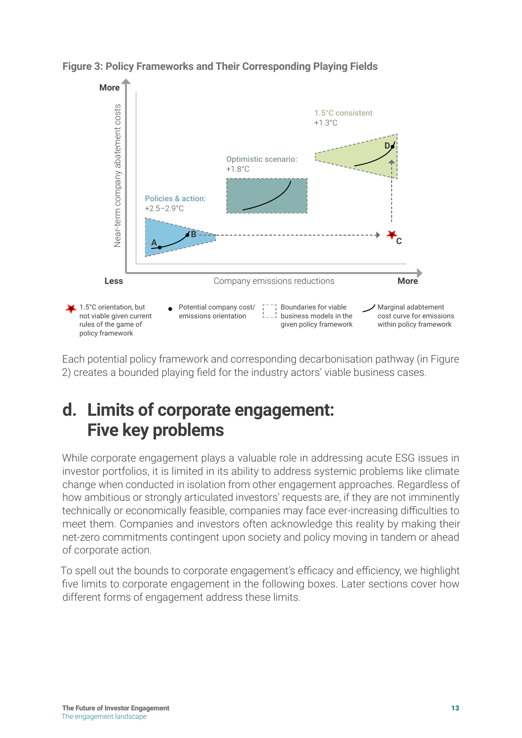**Figure 3: Policy Frameworks and Their Corresponding Playing Fields**

Each potential policy framework and corresponding decarbonisation pathway (in Figure 2) creates a bounded playing field for the industry actors' viable business cases.

## d. Limits of corporate engagement: Five key problems

While corporate engagement plays a valuable role in addressing acute ESG issues in investor portfolios, it is limited in its ability to address systemic problems like climate change when conducted in isolation from other engagement approaches. Regardless of how ambitious or strongly articulated investors' requests are, if they are not imminently technically or economically feasible, companies may face ever-increasing difficulties to meet them. Companies and investors often acknowledge this reality by making their net-zero commitments contingent upon society and policy moving in tandem or ahead of corporate action.

To spell out the bounds to corporate engagement's efficacy and efficiency, we highlight five limits to corporate engagement in the following boxes. Later sections cover how different forms of engagement address these limits.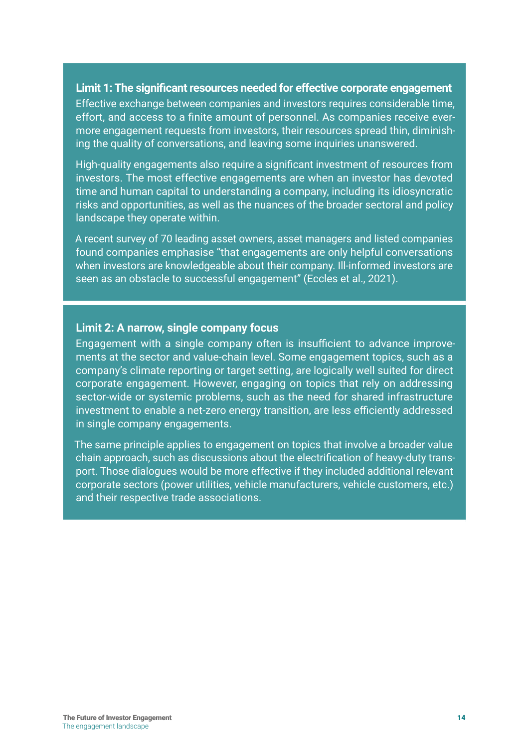**Limit 1: The significant resources needed for effective corporate engagement**

Effective exchange between companies and investors requires considerable time, effort, and access to a finite amount of personnel. As companies receive ever-more engagement requests from investors, their resources spread thin, diminishing the quality of conversations, and leaving some inquiries unanswered.

High-quality engagements also require a significant investment of resources from investors. The most effective engagements are when an investor has devoted time and human capital to understanding a company, including its idiosyncratic risks and opportunities, as well as the nuances of the broader sectoral and policy landscape they operate within.

A recent survey of 70 leading asset owners, asset managers and listed companies found companies emphasise "that engagements are only helpful conversations when investors are knowledgeable about their company. Ill-informed investors are seen as an obstacle to successful engagement" (Eccles et al., 2021).

**Limit 2: A narrow, single company focus**

Engagement with a single company often is insufficient to advance improvements at the sector and value-chain level. Some engagement topics, such as a company's climate reporting or target setting, are logically well suited for direct corporate engagement. However, engaging on topics that rely on addressing sector-wide or systemic problems, such as the need for shared infrastructure investment to enable a net-zero energy transition, are less efficiently addressed in single company engagements.

The same principle applies to engagement on topics that involve a broader value chain approach, such as discussions about the electrification of heavy-duty transport. Those dialogues would be more effective if they included additional relevant corporate sectors (power utilities, vehicle manufacturers, vehicle customers, etc.) and their respective trade associations.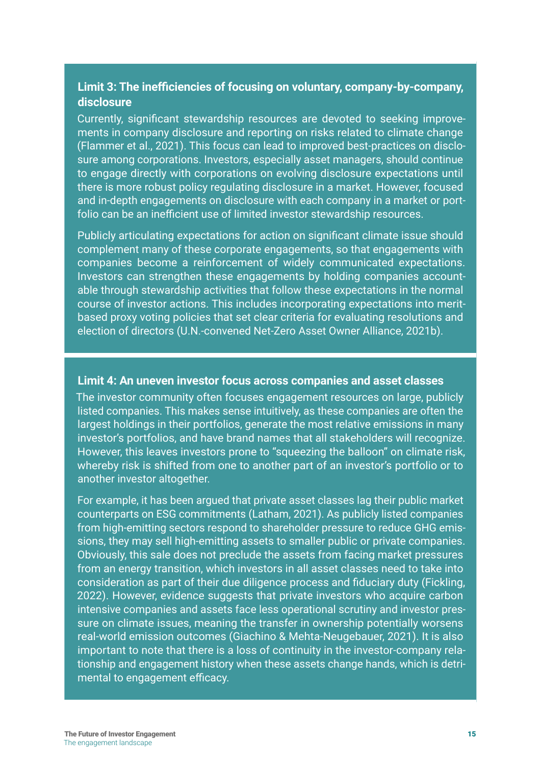### Limit 3: The inefficiencies of focusing on voluntary, company-by-company, disclosure

Currently, significant stewardship resources are devoted to seeking improvements in company disclosure and reporting on risks related to climate change (Flammer et al., 2021). This focus can lead to improved best-practices on disclosure among corporations. Investors, especially asset managers, should continue to engage directly with corporations on evolving disclosure expectations until there is more robust policy regulating disclosure in a market. However, focused and in-depth engagements on disclosure with each company in a market or portfolio can be an inefficient use of limited investor stewardship resources.

Publicly articulating expectations for action on significant climate issue should complement many of these corporate engagements, so that engagements with companies become a reinforcement of widely communicated expectations. Investors can strengthen these engagements by holding companies accountable through stewardship activities that follow these expectations in the normal course of investor actions. This includes incorporating expectations into merit-based proxy voting policies that set clear criteria for evaluating resolutions and election of directors (U.N.-convened Net-Zero Asset Owner Alliance, 2021b).

### Limit 4: An uneven investor focus across companies and asset classes

The investor community often focuses engagement resources on large, publicly listed companies. This makes sense intuitively, as these companies are often the largest holdings in their portfolios, generate the most relative emissions in many investor's portfolios, and have brand names that all stakeholders will recognize. However, this leaves investors prone to "squeezing the balloon" on climate risk, whereby risk is shifted from one to another part of an investor's portfolio or to another investor altogether.

For example, it has been argued that private asset classes lag their public market counterparts on ESG commitments (Latham, 2021). As publicly listed companies from high-emitting sectors respond to shareholder pressure to reduce GHG emissions, they may sell high-emitting assets to smaller public or private companies. Obviously, this sale does not preclude the assets from facing market pressures from an energy transition, which investors in all asset classes need to take into consideration as part of their due diligence process and fiduciary duty (Fickling, 2022). However, evidence suggests that private investors who acquire carbon intensive companies and assets face less operational scrutiny and investor pressure on climate issues, meaning the transfer in ownership potentially worsens real-world emission outcomes (Giachino & Mehta-Neugebauer, 2021). It is also important to note that there is a loss of continuity in the investor-company relationship and engagement history when these assets change hands, which is detrimental to engagement efficacy.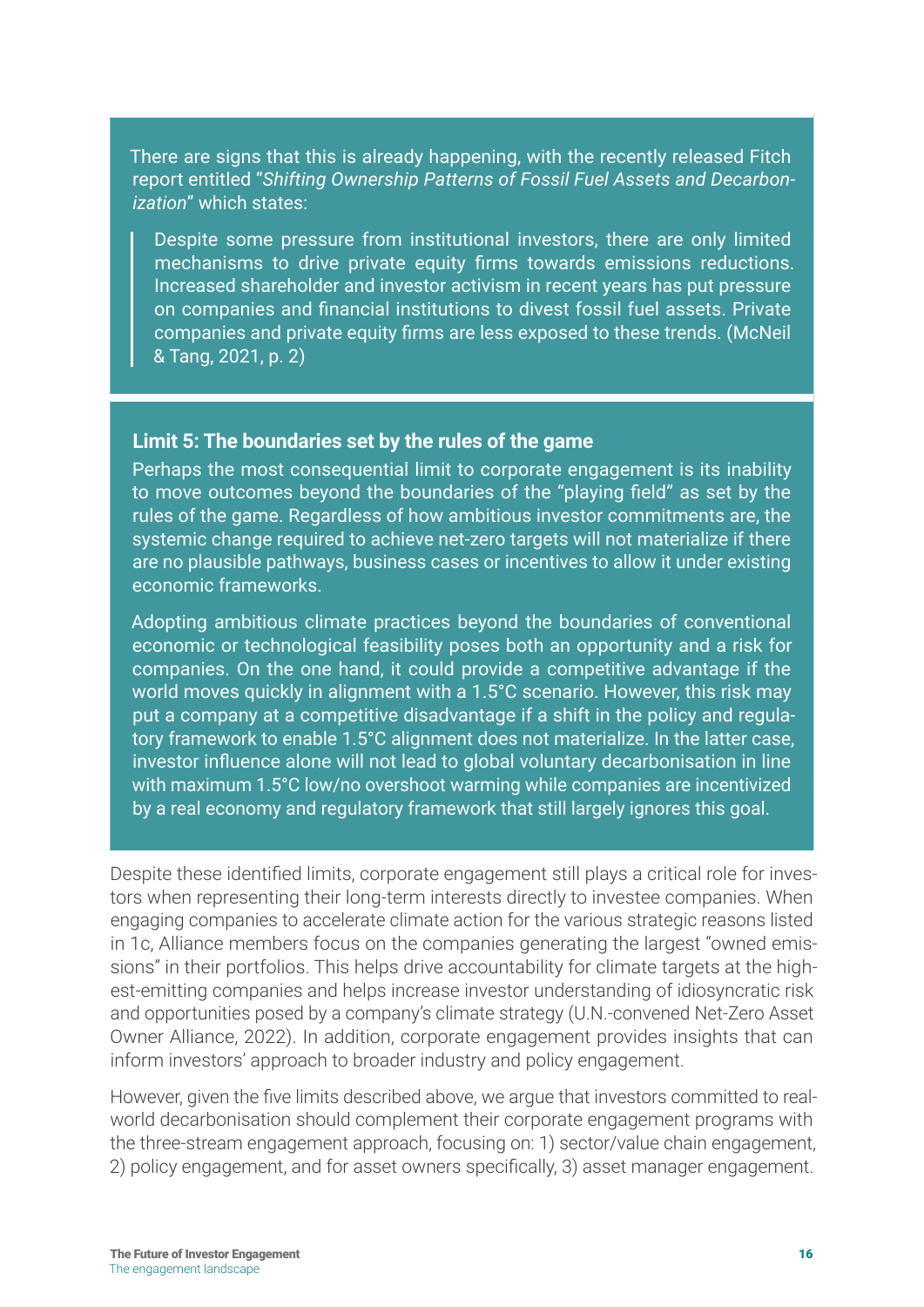There are signs that this is already happening, with the recently released Fitch report entitled "*Shifting Ownership Patterns of Fossil Fuel Assets and Decarbonization*" which states:

> Despite some pressure from institutional investors, there are only limited mechanisms to drive private equity firms towards emissions reductions. Increased shareholder and investor activism in recent years has put pressure on companies and financial institutions to divest fossil fuel assets. Private companies and private equity firms are less exposed to these trends. (McNeil & Tang, 2021, p. 2)

**Limit 5: The boundaries set by the rules of the game**

Perhaps the most consequential limit to corporate engagement is its inability to move outcomes beyond the boundaries of the "playing field" as set by the rules of the game. Regardless of how ambitious investor commitments are, the systemic change required to achieve net-zero targets will not materialize if there are no plausible pathways, business cases or incentives to allow it under existing economic frameworks.

Adopting ambitious climate practices beyond the boundaries of conventional economic or technological feasibility poses both an opportunity and a risk for companies. On the one hand, it could provide a competitive advantage if the world moves quickly in alignment with a 1.5°C scenario. However, this risk may put a company at a competitive disadvantage if a shift in the policy and regulatory framework to enable 1.5°C alignment does not materialize. In the latter case, investor influence alone will not lead to global voluntary decarbonisation in line with maximum 1.5°C low/no overshoot warming while companies are incentivized by a real economy and regulatory framework that still largely ignores this goal.

Despite these identified limits, corporate engagement still plays a critical role for investors when representing their long-term interests directly to investee companies. When engaging companies to accelerate climate action for the various strategic reasons listed in 1c, Alliance members focus on the companies generating the largest "owned emissions" in their portfolios. This helps drive accountability for climate targets at the highest-emitting companies and helps increase investor understanding of idiosyncratic risk and opportunities posed by a company's climate strategy (U.N.-convened Net-Zero Asset Owner Alliance, 2022). In addition, corporate engagement provides insights that can inform investors' approach to broader industry and policy engagement.

However, given the five limits described above, we argue that investors committed to real-world decarbonisation should complement their corporate engagement programs with the three-stream engagement approach, focusing on: 1) sector/value chain engagement, 2) policy engagement, and for asset owners specifically, 3) asset manager engagement.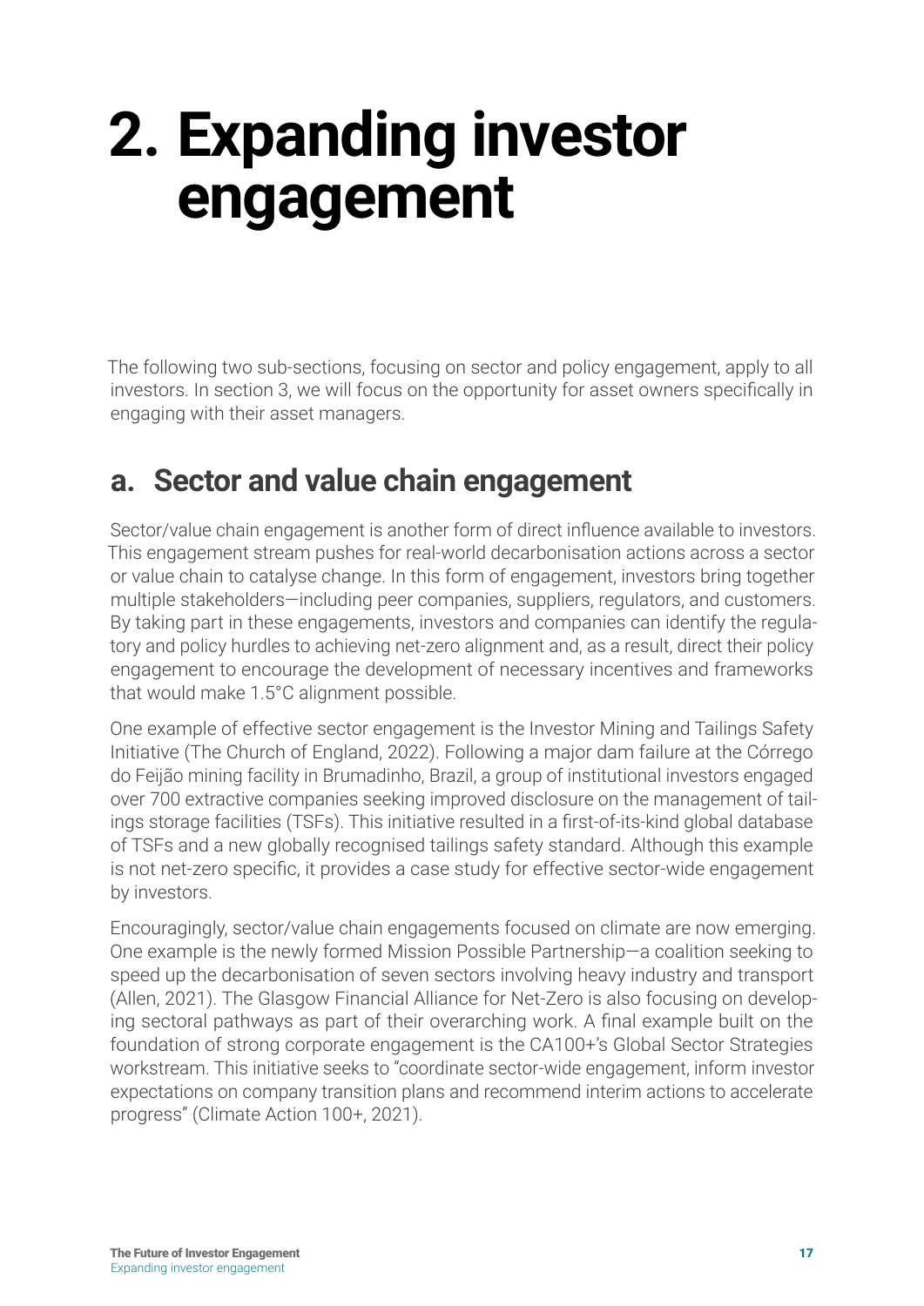# 2. Expanding investor engagement

The following two sub-sections, focusing on sector and policy engagement, apply to all investors. In section 3, we will focus on the opportunity for asset owners specifically in engaging with their asset managers.

## a. Sector and value chain engagement

Sector/value chain engagement is another form of direct influence available to investors. This engagement stream pushes for real-world decarbonisation actions across a sector or value chain to catalyse change. In this form of engagement, investors bring together multiple stakeholders—including peer companies, suppliers, regulators, and customers. By taking part in these engagements, investors and companies can identify the regulatory and policy hurdles to achieving net-zero alignment and, as a result, direct their policy engagement to encourage the development of necessary incentives and frameworks that would make 1.5°C alignment possible.

One example of effective sector engagement is the Investor Mining and Tailings Safety Initiative (The Church of England, 2022). Following a major dam failure at the Córrego do Feijão mining facility in Brumadinho, Brazil, a group of institutional investors engaged over 700 extractive companies seeking improved disclosure on the management of tailings storage facilities (TSFs). This initiative resulted in a first-of-its-kind global database of TSFs and a new globally recognised tailings safety standard. Although this example is not net-zero specific, it provides a case study for effective sector-wide engagement by investors.

Encouragingly, sector/value chain engagements focused on climate are now emerging. One example is the newly formed Mission Possible Partnership—a coalition seeking to speed up the decarbonisation of seven sectors involving heavy industry and transport (Allen, 2021). The Glasgow Financial Alliance for Net-Zero is also focusing on developing sectoral pathways as part of their overarching work. A final example built on the foundation of strong corporate engagement is the CA100+'s Global Sector Strategies workstream. This initiative seeks to "coordinate sector-wide engagement, inform investor expectations on company transition plans and recommend interim actions to accelerate progress" (Climate Action 100+, 2021).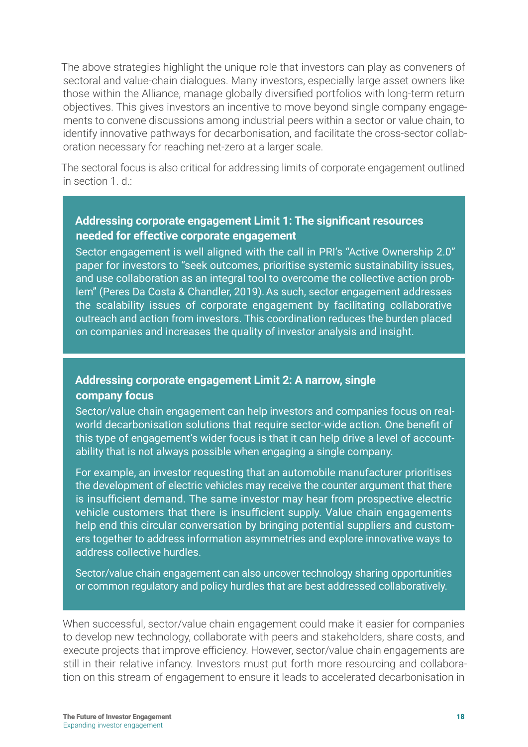The above strategies highlight the unique role that investors can play as conveners of sectoral and value-chain dialogues. Many investors, especially large asset owners like those within the Alliance, manage globally diversified portfolios with long-term return objectives. This gives investors an incentive to move beyond single company engagements to convene discussions among industrial peers within a sector or value chain, to identify innovative pathways for decarbonisation, and facilitate the cross-sector collaboration necessary for reaching net-zero at a larger scale.

The sectoral focus is also critical for addressing limits of corporate engagement outlined in section 1. d.:

**Addressing corporate engagement Limit 1: The significant resources needed for effective corporate engagement**

Sector engagement is well aligned with the call in PRI's "Active Ownership 2.0" paper for investors to "seek outcomes, prioritise systemic sustainability issues, and use collaboration as an integral tool to overcome the collective action problem" (Peres Da Costa & Chandler, 2019). As such, sector engagement addresses the scalability issues of corporate engagement by facilitating collaborative outreach and action from investors. This coordination reduces the burden placed on companies and increases the quality of investor analysis and insight.

**Addressing corporate engagement Limit 2: A narrow, single company focus**

Sector/value chain engagement can help investors and companies focus on real-world decarbonisation solutions that require sector-wide action. One benefit of this type of engagement's wider focus is that it can help drive a level of accountability that is not always possible when engaging a single company.

For example, an investor requesting that an automobile manufacturer prioritises the development of electric vehicles may receive the counter argument that there is insufficient demand. The same investor may hear from prospective electric vehicle customers that there is insufficient supply. Value chain engagements help end this circular conversation by bringing potential suppliers and customers together to address information asymmetries and explore innovative ways to address collective hurdles.

Sector/value chain engagement can also uncover technology sharing opportunities or common regulatory and policy hurdles that are best addressed collaboratively.

When successful, sector/value chain engagement could make it easier for companies to develop new technology, collaborate with peers and stakeholders, share costs, and execute projects that improve efficiency. However, sector/value chain engagements are still in their relative infancy. Investors must put forth more resourcing and collaboration on this stream of engagement to ensure it leads to accelerated decarbonisation in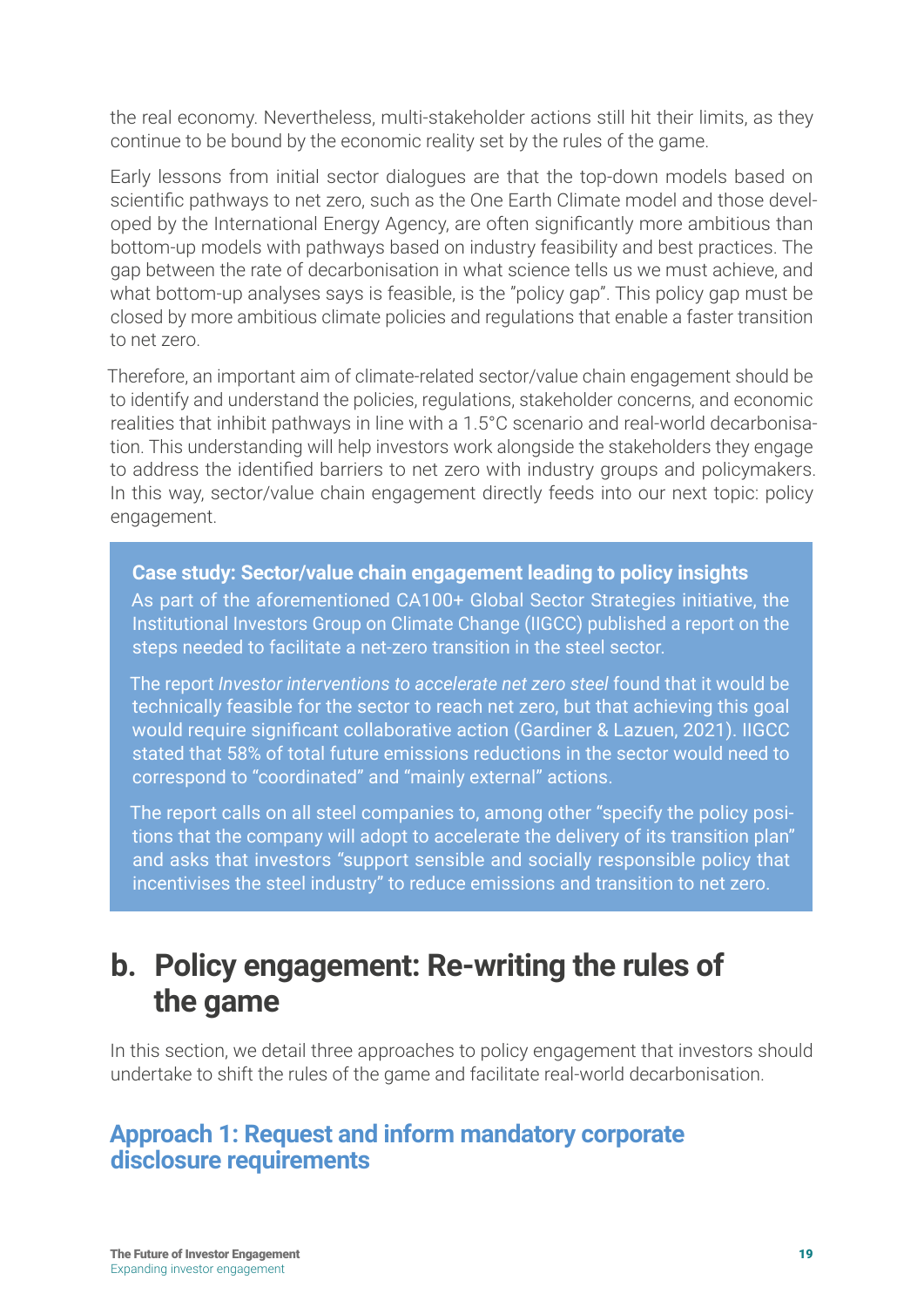the real economy. Nevertheless, multi-stakeholder actions still hit their limits, as they continue to be bound by the economic reality set by the rules of the game.

Early lessons from initial sector dialogues are that the top-down models based on scientific pathways to net zero, such as the One Earth Climate model and those developed by the International Energy Agency, are often significantly more ambitious than bottom-up models with pathways based on industry feasibility and best practices. The gap between the rate of decarbonisation in what science tells us we must achieve, and what bottom-up analyses says is feasible, is the "policy gap". This policy gap must be closed by more ambitious climate policies and regulations that enable a faster transition to net zero.

Therefore, an important aim of climate-related sector/value chain engagement should be to identify and understand the policies, regulations, stakeholder concerns, and economic realities that inhibit pathways in line with a 1.5°C scenario and real-world decarbonisation. This understanding will help investors work alongside the stakeholders they engage to address the identified barriers to net zero with industry groups and policymakers. In this way, sector/value chain engagement directly feeds into our next topic: policy engagement.

**Case study: Sector/value chain engagement leading to policy insights**

As part of the aforementioned CA100+ Global Sector Strategies initiative, the Institutional Investors Group on Climate Change (IIGCC) published a report on the steps needed to facilitate a net-zero transition in the steel sector.

The report *Investor interventions to accelerate net zero steel* found that it would be technically feasible for the sector to reach net zero, but that achieving this goal would require significant collaborative action (Gardiner & Lazuen, 2021). IIGCC stated that 58% of total future emissions reductions in the sector would need to correspond to "coordinated" and "mainly external" actions.

The report calls on all steel companies to, among other "specify the policy positions that the company will adopt to accelerate the delivery of its transition plan" and asks that investors "support sensible and socially responsible policy that incentivises the steel industry" to reduce emissions and transition to net zero.

## b. Policy engagement: Re-writing the rules of the game

In this section, we detail three approaches to policy engagement that investors should undertake to shift the rules of the game and facilitate real-world decarbonisation.

### Approach 1: Request and inform mandatory corporate disclosure requirements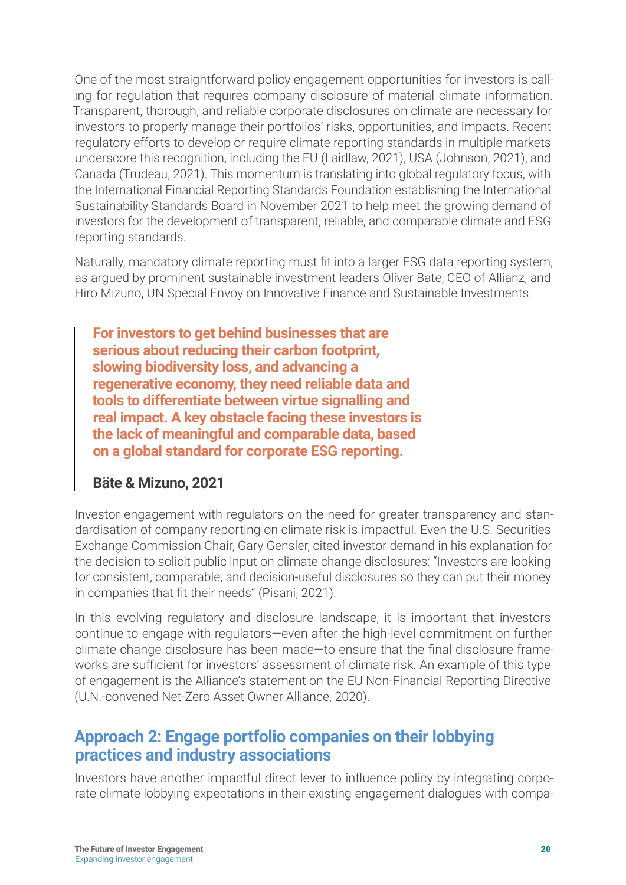One of the most straightforward policy engagement opportunities for investors is calling for regulation that requires company disclosure of material climate information. Transparent, thorough, and reliable corporate disclosures on climate are necessary for investors to properly manage their portfolios' risks, opportunities, and impacts. Recent regulatory efforts to develop or require climate reporting standards in multiple markets underscore this recognition, including the EU (Laidlaw, 2021), USA (Johnson, 2021), and Canada (Trudeau, 2021). This momentum is translating into global regulatory focus, with the International Financial Reporting Standards Foundation establishing the International Sustainability Standards Board in November 2021 to help meet the growing demand of investors for the development of transparent, reliable, and comparable climate and ESG reporting standards.

Naturally, mandatory climate reporting must fit into a larger ESG data reporting system, as argued by prominent sustainable investment leaders Oliver Bate, CEO of Allianz, and Hiro Mizuno, UN Special Envoy on Innovative Finance and Sustainable Investments:

> **For investors to get behind businesses that are serious about reducing their carbon footprint, slowing biodiversity loss, and advancing a regenerative economy, they need reliable data and tools to differentiate between virtue signalling and real impact. A key obstacle facing these investors is the lack of meaningful and comparable data, based on a global standard for corporate ESG reporting.**
>
> **Bäte & Mizuno, 2021**

Investor engagement with regulators on the need for greater transparency and standardisation of company reporting on climate risk is impactful. Even the U.S. Securities Exchange Commission Chair, Gary Gensler, cited investor demand in his explanation for the decision to solicit public input on climate change disclosures: "Investors are looking for consistent, comparable, and decision-useful disclosures so they can put their money in companies that fit their needs" (Pisani, 2021).

In this evolving regulatory and disclosure landscape, it is important that investors continue to engage with regulators—even after the high-level commitment on further climate change disclosure has been made—to ensure that the final disclosure frameworks are sufficient for investors' assessment of climate risk. An example of this type of engagement is the Alliance's statement on the EU Non-Financial Reporting Directive (U.N.-convened Net-Zero Asset Owner Alliance, 2020).

## Approach 2: Engage portfolio companies on their lobbying practices and industry associations

Investors have another impactful direct lever to influence policy by integrating corporate climate lobbying expectations in their existing engagement dialogues with compa-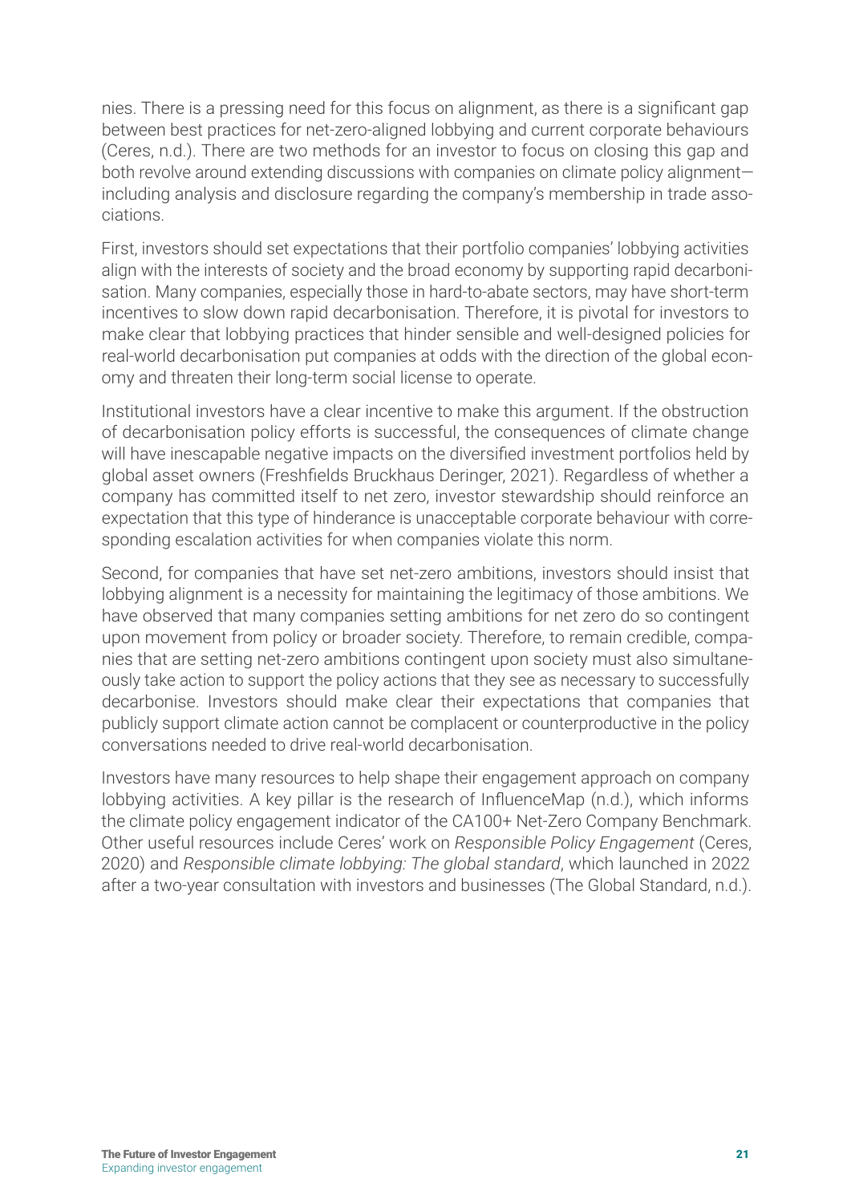nies. There is a pressing need for this focus on alignment, as there is a significant gap between best practices for net-zero-aligned lobbying and current corporate behaviours (Ceres, n.d.). There are two methods for an investor to focus on closing this gap and both revolve around extending discussions with companies on climate policy alignment—including analysis and disclosure regarding the company's membership in trade associations.

First, investors should set expectations that their portfolio companies' lobbying activities align with the interests of society and the broad economy by supporting rapid decarbonisation. Many companies, especially those in hard-to-abate sectors, may have short-term incentives to slow down rapid decarbonisation. Therefore, it is pivotal for investors to make clear that lobbying practices that hinder sensible and well-designed policies for real-world decarbonisation put companies at odds with the direction of the global economy and threaten their long-term social license to operate.

Institutional investors have a clear incentive to make this argument. If the obstruction of decarbonisation policy efforts is successful, the consequences of climate change will have inescapable negative impacts on the diversified investment portfolios held by global asset owners (Freshfields Bruckhaus Deringer, 2021). Regardless of whether a company has committed itself to net zero, investor stewardship should reinforce an expectation that this type of hinderance is unacceptable corporate behaviour with corresponding escalation activities for when companies violate this norm.

Second, for companies that have set net-zero ambitions, investors should insist that lobbying alignment is a necessity for maintaining the legitimacy of those ambitions. We have observed that many companies setting ambitions for net zero do so contingent upon movement from policy or broader society. Therefore, to remain credible, companies that are setting net-zero ambitions contingent upon society must also simultaneously take action to support the policy actions that they see as necessary to successfully decarbonise. Investors should make clear their expectations that companies that publicly support climate action cannot be complacent or counterproductive in the policy conversations needed to drive real-world decarbonisation.

Investors have many resources to help shape their engagement approach on company lobbying activities. A key pillar is the research of InfluenceMap (n.d.), which informs the climate policy engagement indicator of the CA100+ Net-Zero Company Benchmark. Other useful resources include Ceres' work on *Responsible Policy Engagement* (Ceres, 2020) and *Responsible climate lobbying: The global standard*, which launched in 2022 after a two-year consultation with investors and businesses (The Global Standard, n.d.).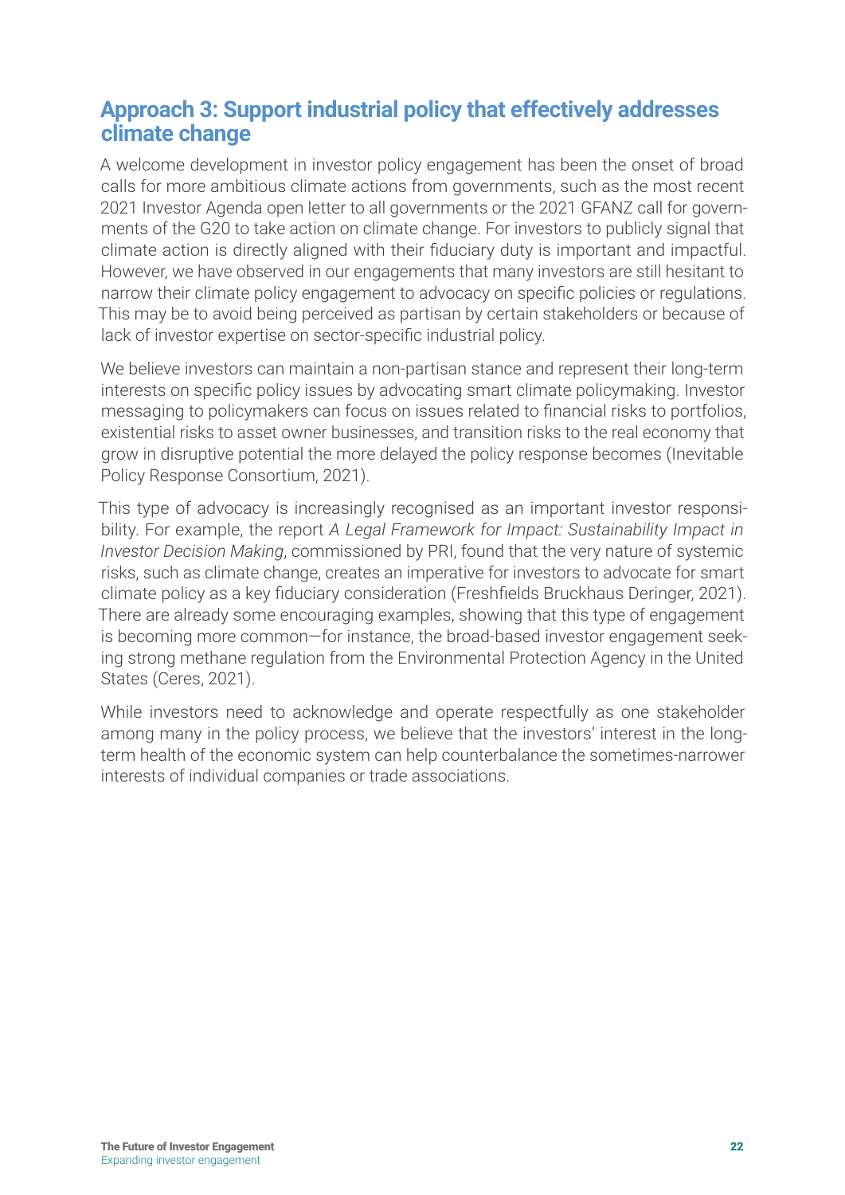## Approach 3: Support industrial policy that effectively addresses climate change

A welcome development in investor policy engagement has been the onset of broad calls for more ambitious climate actions from governments, such as the most recent 2021 Investor Agenda open letter to all governments or the 2021 GFANZ call for governments of the G20 to take action on climate change. For investors to publicly signal that climate action is directly aligned with their fiduciary duty is important and impactful. However, we have observed in our engagements that many investors are still hesitant to narrow their climate policy engagement to advocacy on specific policies or regulations. This may be to avoid being perceived as partisan by certain stakeholders or because of lack of investor expertise on sector-specific industrial policy.

We believe investors can maintain a non-partisan stance and represent their long-term interests on specific policy issues by advocating smart climate policymaking. Investor messaging to policymakers can focus on issues related to financial risks to portfolios, existential risks to asset owner businesses, and transition risks to the real economy that grow in disruptive potential the more delayed the policy response becomes (Inevitable Policy Response Consortium, 2021).

This type of advocacy is increasingly recognised as an important investor responsibility. For example, the report *A Legal Framework for Impact: Sustainability Impact in Investor Decision Making*, commissioned by PRI, found that the very nature of systemic risks, such as climate change, creates an imperative for investors to advocate for smart climate policy as a key fiduciary consideration (Freshfields Bruckhaus Deringer, 2021). There are already some encouraging examples, showing that this type of engagement is becoming more common—for instance, the broad-based investor engagement seeking strong methane regulation from the Environmental Protection Agency in the United States (Ceres, 2021).

While investors need to acknowledge and operate respectfully as one stakeholder among many in the policy process, we believe that the investors' interest in the long-term health of the economic system can help counterbalance the sometimes-narrower interests of individual companies or trade associations.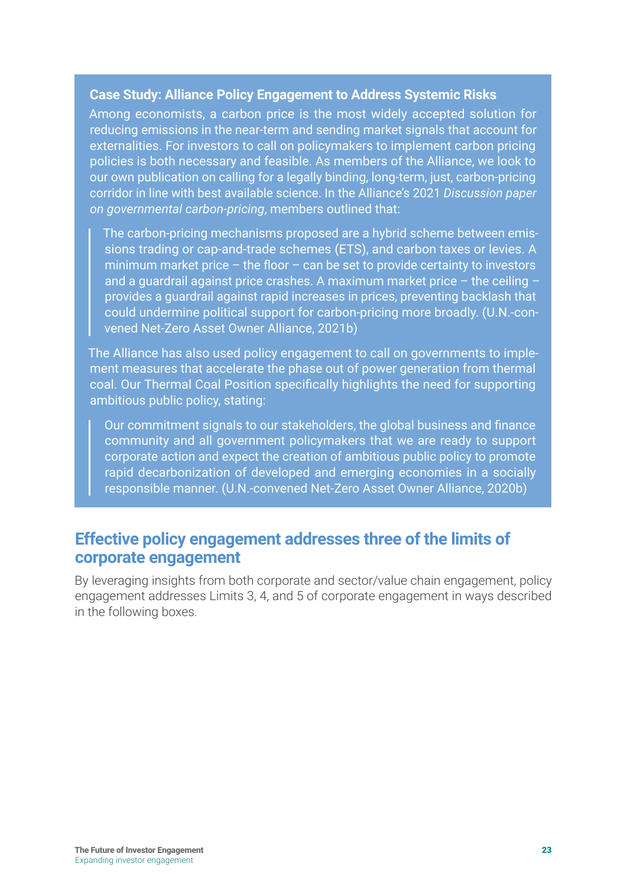### Case Study: Alliance Policy Engagement to Address Systemic Risks

Among economists, a carbon price is the most widely accepted solution for reducing emissions in the near-term and sending market signals that account for externalities. For investors to call on policymakers to implement carbon pricing policies is both necessary and feasible. As members of the Alliance, we look to our own publication on calling for a legally binding, long-term, just, carbon-pricing corridor in line with best available science. In the Alliance's 2021 *Discussion paper on governmental carbon-pricing*, members outlined that:

> The carbon-pricing mechanisms proposed are a hybrid scheme between emissions trading or cap-and-trade schemes (ETS), and carbon taxes or levies. A minimum market price – the floor – can be set to provide certainty to investors and a guardrail against price crashes. A maximum market price – the ceiling – provides a guardrail against rapid increases in prices, preventing backlash that could undermine political support for carbon-pricing more broadly. (U.N.-convened Net-Zero Asset Owner Alliance, 2021b)

The Alliance has also used policy engagement to call on governments to implement measures that accelerate the phase out of power generation from thermal coal. Our Thermal Coal Position specifically highlights the need for supporting ambitious public policy, stating:

> Our commitment signals to our stakeholders, the global business and finance community and all government policymakers that we are ready to support corporate action and expect the creation of ambitious public policy to promote rapid decarbonization of developed and emerging economies in a socially responsible manner. (U.N.-convened Net-Zero Asset Owner Alliance, 2020b)

## Effective policy engagement addresses three of the limits of corporate engagement

By leveraging insights from both corporate and sector/value chain engagement, policy engagement addresses Limits 3, 4, and 5 of corporate engagement in ways described in the following boxes.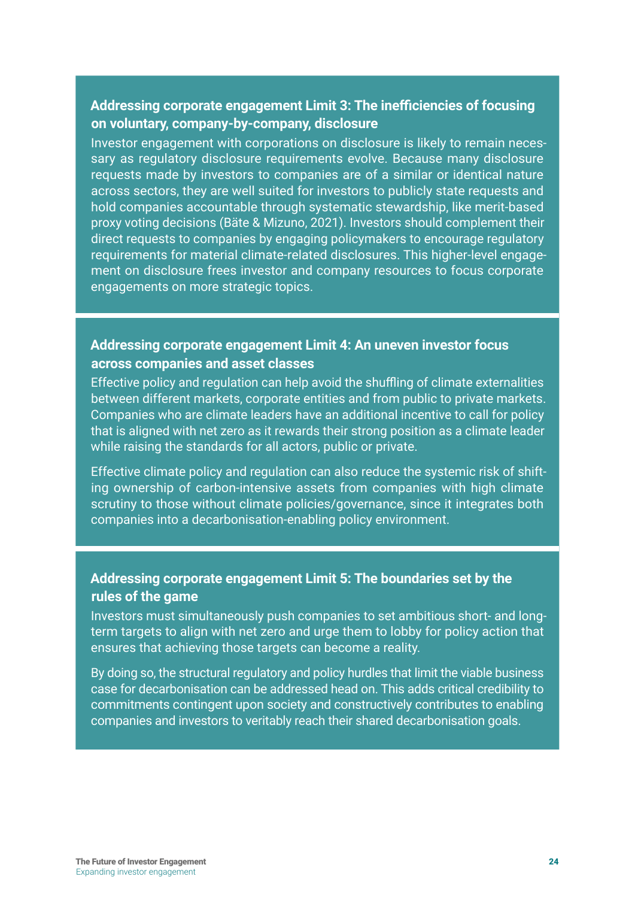### Addressing corporate engagement Limit 3: The inefficiencies of focusing on voluntary, company-by-company, disclosure

Investor engagement with corporations on disclosure is likely to remain necessary as regulatory disclosure requirements evolve. Because many disclosure requests made by investors to companies are of a similar or identical nature across sectors, they are well suited for investors to publicly state requests and hold companies accountable through systematic stewardship, like merit-based proxy voting decisions (Bäte & Mizuno, 2021). Investors should complement their direct requests to companies by engaging policymakers to encourage regulatory requirements for material climate-related disclosures. This higher-level engagement on disclosure frees investor and company resources to focus corporate engagements on more strategic topics.

### Addressing corporate engagement Limit 4: An uneven investor focus across companies and asset classes

Effective policy and regulation can help avoid the shuffling of climate externalities between different markets, corporate entities and from public to private markets. Companies who are climate leaders have an additional incentive to call for policy that is aligned with net zero as it rewards their strong position as a climate leader while raising the standards for all actors, public or private.

Effective climate policy and regulation can also reduce the systemic risk of shifting ownership of carbon-intensive assets from companies with high climate scrutiny to those without climate policies/governance, since it integrates both companies into a decarbonisation-enabling policy environment.

### Addressing corporate engagement Limit 5: The boundaries set by the rules of the game

Investors must simultaneously push companies to set ambitious short- and long-term targets to align with net zero and urge them to lobby for policy action that ensures that achieving those targets can become a reality.

By doing so, the structural regulatory and policy hurdles that limit the viable business case for decarbonisation can be addressed head on. This adds critical credibility to commitments contingent upon society and constructively contributes to enabling companies and investors to veritably reach their shared decarbonisation goals.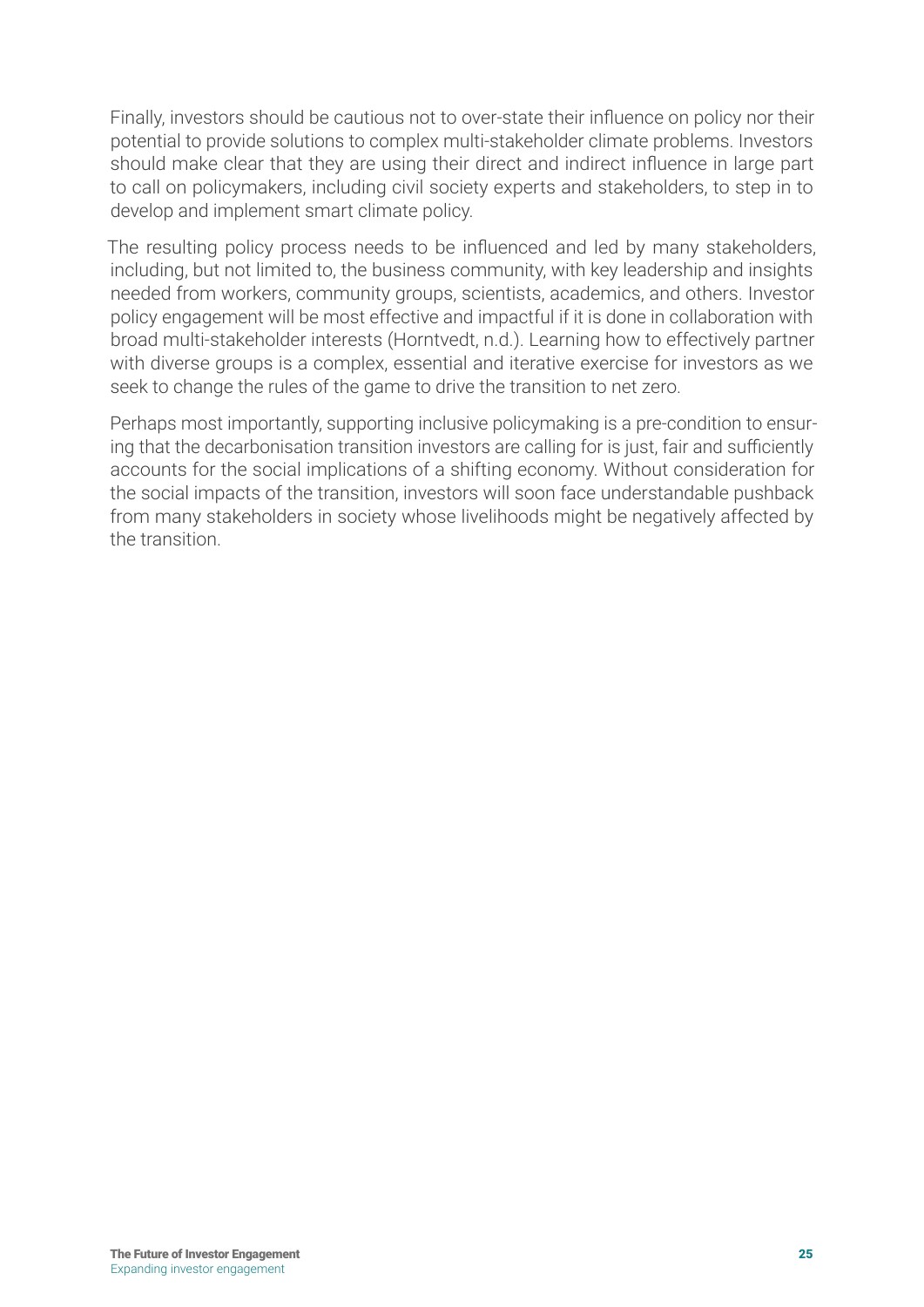Finally, investors should be cautious not to over-state their influence on policy nor their potential to provide solutions to complex multi-stakeholder climate problems. Investors should make clear that they are using their direct and indirect influence in large part to call on policymakers, including civil society experts and stakeholders, to step in to develop and implement smart climate policy.

The resulting policy process needs to be influenced and led by many stakeholders, including, but not limited to, the business community, with key leadership and insights needed from workers, community groups, scientists, academics, and others. Investor policy engagement will be most effective and impactful if it is done in collaboration with broad multi-stakeholder interests (Horntvedt, n.d.). Learning how to effectively partner with diverse groups is a complex, essential and iterative exercise for investors as we seek to change the rules of the game to drive the transition to net zero.

Perhaps most importantly, supporting inclusive policymaking is a pre-condition to ensuring that the decarbonisation transition investors are calling for is just, fair and sufficiently accounts for the social implications of a shifting economy. Without consideration for the social impacts of the transition, investors will soon face understandable pushback from many stakeholders in society whose livelihoods might be negatively affected by the transition.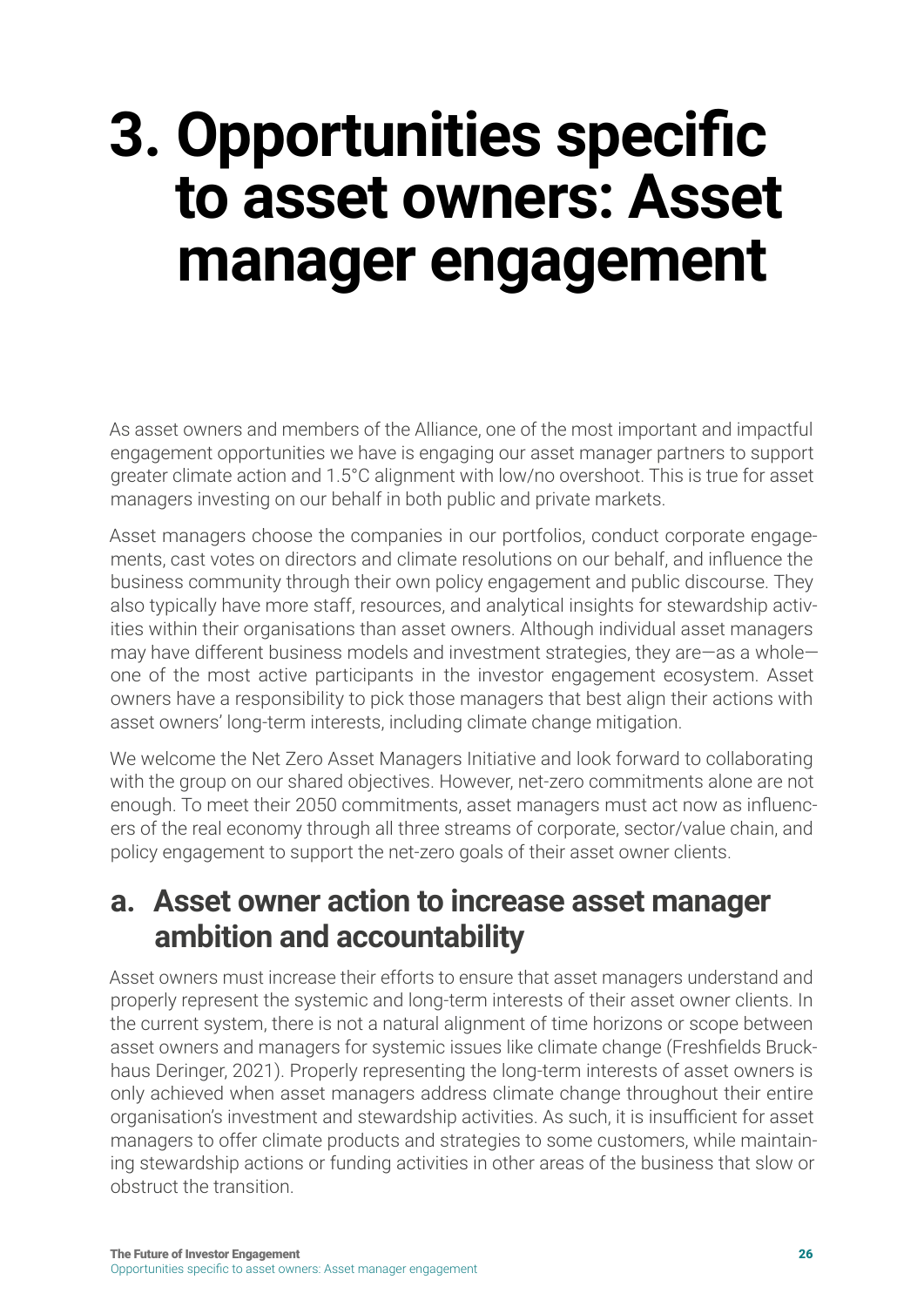# 3. Opportunities specific to asset owners: Asset manager engagement

As asset owners and members of the Alliance, one of the most important and impactful engagement opportunities we have is engaging our asset manager partners to support greater climate action and 1.5°C alignment with low/no overshoot. This is true for asset managers investing on our behalf in both public and private markets.

Asset managers choose the companies in our portfolios, conduct corporate engagements, cast votes on directors and climate resolutions on our behalf, and influence the business community through their own policy engagement and public discourse. They also typically have more staff, resources, and analytical insights for stewardship activities within their organisations than asset owners. Although individual asset managers may have different business models and investment strategies, they are—as a whole—one of the most active participants in the investor engagement ecosystem. Asset owners have a responsibility to pick those managers that best align their actions with asset owners' long-term interests, including climate change mitigation.

We welcome the Net Zero Asset Managers Initiative and look forward to collaborating with the group on our shared objectives. However, net-zero commitments alone are not enough. To meet their 2050 commitments, asset managers must act now as influencers of the real economy through all three streams of corporate, sector/value chain, and policy engagement to support the net-zero goals of their asset owner clients.

## a. Asset owner action to increase asset manager ambition and accountability

Asset owners must increase their efforts to ensure that asset managers understand and properly represent the systemic and long-term interests of their asset owner clients. In the current system, there is not a natural alignment of time horizons or scope between asset owners and managers for systemic issues like climate change (Freshfields Bruckhaus Deringer, 2021). Properly representing the long-term interests of asset owners is only achieved when asset managers address climate change throughout their entire organisation's investment and stewardship activities. As such, it is insufficient for asset managers to offer climate products and strategies to some customers, while maintaining stewardship actions or funding activities in other areas of the business that slow or obstruct the transition.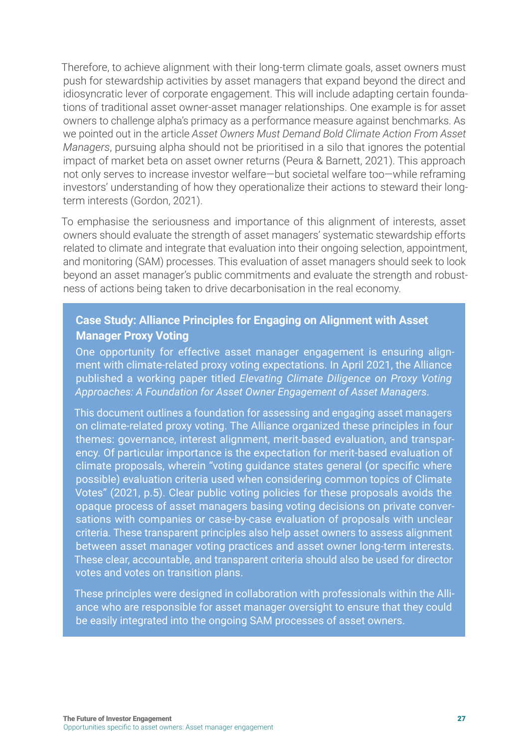Therefore, to achieve alignment with their long-term climate goals, asset owners must push for stewardship activities by asset managers that expand beyond the direct and idiosyncratic lever of corporate engagement. This will include adapting certain foundations of traditional asset owner-asset manager relationships. One example is for asset owners to challenge alpha's primacy as a performance measure against benchmarks. As we pointed out in the article *Asset Owners Must Demand Bold Climate Action From Asset Managers*, pursuing alpha should not be prioritised in a silo that ignores the potential impact of market beta on asset owner returns (Peura & Barnett, 2021). This approach not only serves to increase investor welfare—but societal welfare too—while reframing investors' understanding of how they operationalize their actions to steward their long-term interests (Gordon, 2021).

To emphasise the seriousness and importance of this alignment of interests, asset owners should evaluate the strength of asset managers' systematic stewardship efforts related to climate and integrate that evaluation into their ongoing selection, appointment, and monitoring (SAM) processes. This evaluation of asset managers should seek to look beyond an asset manager's public commitments and evaluate the strength and robustness of actions being taken to drive decarbonisation in the real economy.

### Case Study: Alliance Principles for Engaging on Alignment with Asset Manager Proxy Voting

One opportunity for effective asset manager engagement is ensuring alignment with climate-related proxy voting expectations. In April 2021, the Alliance published a working paper titled *Elevating Climate Diligence on Proxy Voting Approaches: A Foundation for Asset Owner Engagement of Asset Managers*.

This document outlines a foundation for assessing and engaging asset managers on climate-related proxy voting. The Alliance organized these principles in four themes: governance, interest alignment, merit-based evaluation, and transparency. Of particular importance is the expectation for merit-based evaluation of climate proposals, wherein "voting guidance states general (or specific where possible) evaluation criteria used when considering common topics of Climate Votes" (2021, p.5). Clear public voting policies for these proposals avoids the opaque process of asset managers basing voting decisions on private conversations with companies or case-by-case evaluation of proposals with unclear criteria. These transparent principles also help asset owners to assess alignment between asset manager voting practices and asset owner long-term interests. These clear, accountable, and transparent criteria should also be used for director votes and votes on transition plans.

These principles were designed in collaboration with professionals within the Alliance who are responsible for asset manager oversight to ensure that they could be easily integrated into the ongoing SAM processes of asset owners.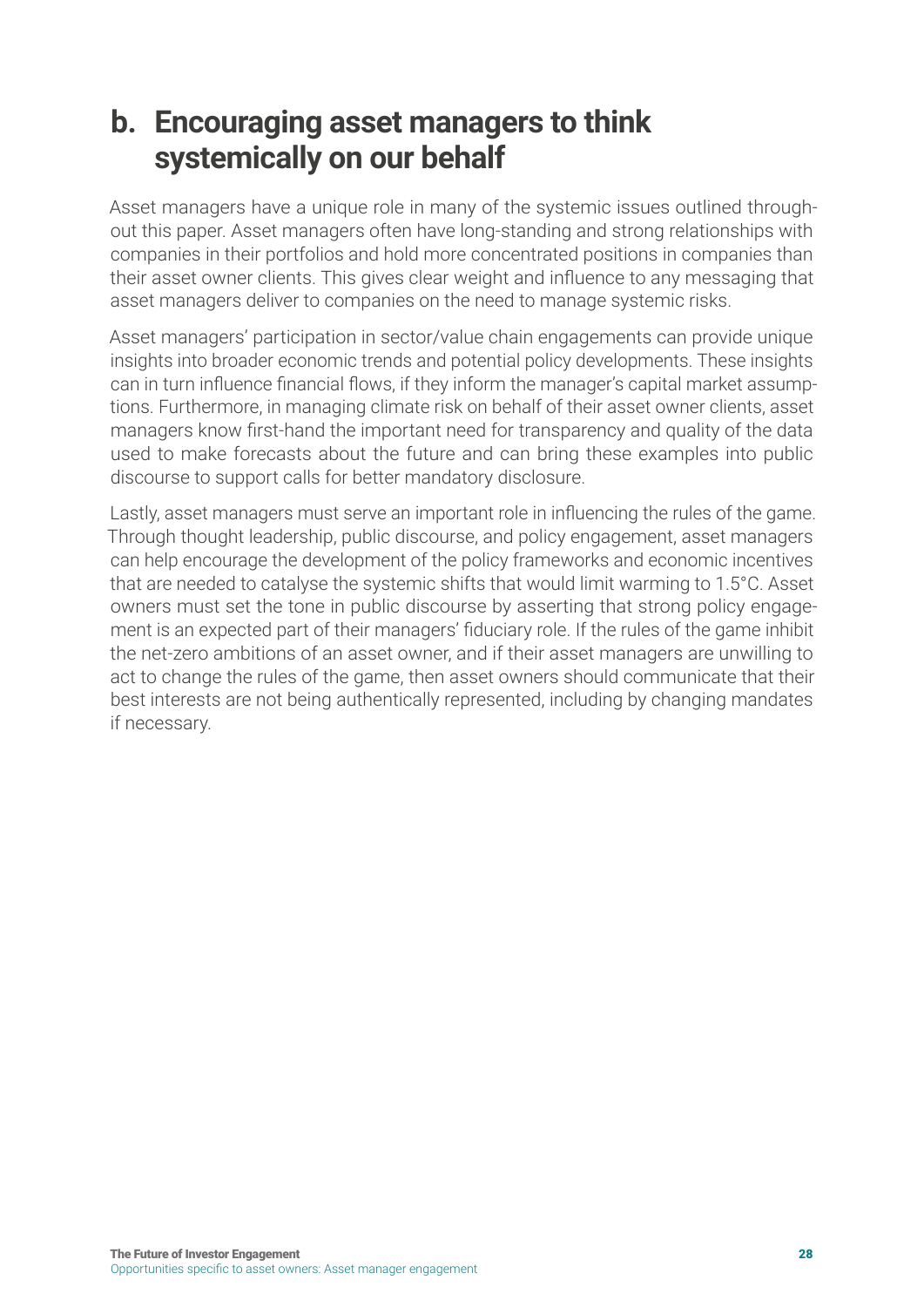## b. Encouraging asset managers to think systemically on our behalf

Asset managers have a unique role in many of the systemic issues outlined throughout this paper. Asset managers often have long-standing and strong relationships with companies in their portfolios and hold more concentrated positions in companies than their asset owner clients. This gives clear weight and influence to any messaging that asset managers deliver to companies on the need to manage systemic risks.

Asset managers' participation in sector/value chain engagements can provide unique insights into broader economic trends and potential policy developments. These insights can in turn influence financial flows, if they inform the manager's capital market assumptions. Furthermore, in managing climate risk on behalf of their asset owner clients, asset managers know first-hand the important need for transparency and quality of the data used to make forecasts about the future and can bring these examples into public discourse to support calls for better mandatory disclosure.

Lastly, asset managers must serve an important role in influencing the rules of the game. Through thought leadership, public discourse, and policy engagement, asset managers can help encourage the development of the policy frameworks and economic incentives that are needed to catalyse the systemic shifts that would limit warming to 1.5°C. Asset owners must set the tone in public discourse by asserting that strong policy engagement is an expected part of their managers' fiduciary role. If the rules of the game inhibit the net-zero ambitions of an asset owner, and if their asset managers are unwilling to act to change the rules of the game, then asset owners should communicate that their best interests are not being authentically represented, including by changing mandates if necessary.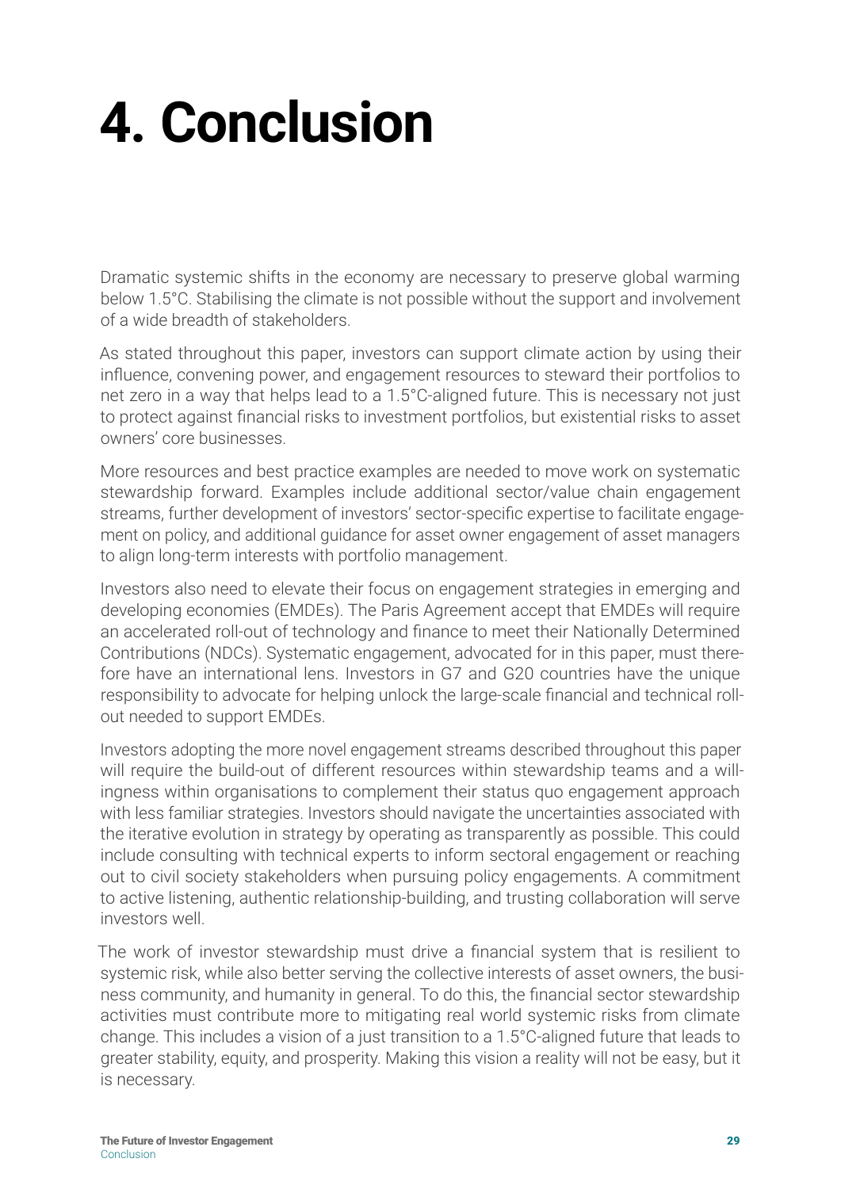# 4. Conclusion

Dramatic systemic shifts in the economy are necessary to preserve global warming below 1.5°C. Stabilising the climate is not possible without the support and involvement of a wide breadth of stakeholders.

As stated throughout this paper, investors can support climate action by using their influence, convening power, and engagement resources to steward their portfolios to net zero in a way that helps lead to a 1.5°C-aligned future. This is necessary not just to protect against financial risks to investment portfolios, but existential risks to asset owners' core businesses.

More resources and best practice examples are needed to move work on systematic stewardship forward. Examples include additional sector/value chain engagement streams, further development of investors' sector-specific expertise to facilitate engagement on policy, and additional guidance for asset owner engagement of asset managers to align long-term interests with portfolio management.

Investors also need to elevate their focus on engagement strategies in emerging and developing economies (EMDEs). The Paris Agreement accept that EMDEs will require an accelerated roll-out of technology and finance to meet their Nationally Determined Contributions (NDCs). Systematic engagement, advocated for in this paper, must therefore have an international lens. Investors in G7 and G20 countries have the unique responsibility to advocate for helping unlock the large-scale financial and technical roll-out needed to support EMDEs.

Investors adopting the more novel engagement streams described throughout this paper will require the build-out of different resources within stewardship teams and a willingness within organisations to complement their status quo engagement approach with less familiar strategies. Investors should navigate the uncertainties associated with the iterative evolution in strategy by operating as transparently as possible. This could include consulting with technical experts to inform sectoral engagement or reaching out to civil society stakeholders when pursuing policy engagements. A commitment to active listening, authentic relationship-building, and trusting collaboration will serve investors well.

The work of investor stewardship must drive a financial system that is resilient to systemic risk, while also better serving the collective interests of asset owners, the business community, and humanity in general. To do this, the financial sector stewardship activities must contribute more to mitigating real world systemic risks from climate change. This includes a vision of a just transition to a 1.5°C-aligned future that leads to greater stability, equity, and prosperity. Making this vision a reality will not be easy, but it is necessary.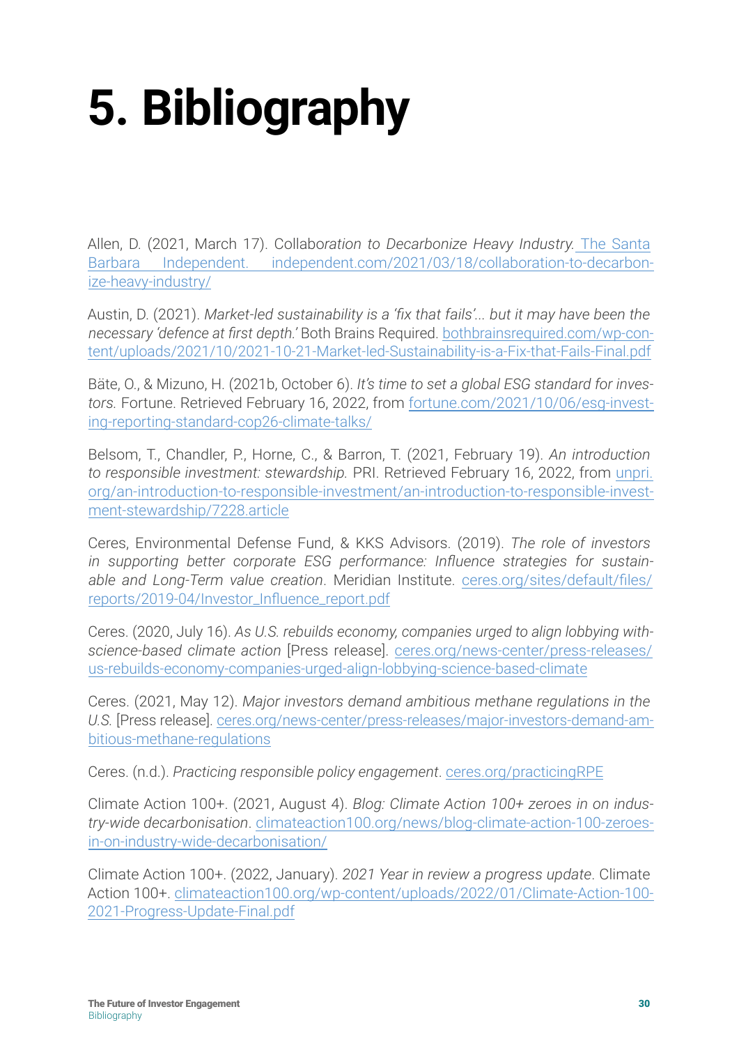// 5. Bibliography

Allen, D. (2021, March 17). Collabo*ration to Decarbonize Heavy Industry.* The Santa Barbara Independent. independent.com/2021/03/18/collaboration-to-decarbonize-heavy-industry/

Austin, D. (2021). *Market-led sustainability is a 'fix that fails'... but it may have been the necessary 'defence at first depth.'* Both Brains Required. bothbrainsrequired.com/wp-content/uploads/2021/10/2021-10-21-Market-led-Sustainability-is-a-Fix-that-Fails-Final.pdf

Bäte, O., & Mizuno, H. (2021b, October 6). *It's time to set a global ESG standard for investors.* Fortune. Retrieved February 16, 2022, from fortune.com/2021/10/06/esg-investing-reporting-standard-cop26-climate-talks/

Belsom, T., Chandler, P., Horne, C., & Barron, T. (2021, February 19). *An introduction to responsible investment: stewardship.* PRI. Retrieved February 16, 2022, from unpri.org/an-introduction-to-responsible-investment/an-introduction-to-responsible-investment-stewardship/7228.article

Ceres, Environmental Defense Fund, & KKS Advisors. (2019). *The role of investors in supporting better corporate ESG performance: Influence strategies for sustainable and Long-Term value creation*. Meridian Institute. ceres.org/sites/default/files/reports/2019-04/Investor_Influence_report.pdf

Ceres. (2020, July 16). *As U.S. rebuilds economy, companies urged to align lobbying with science-based climate action* [Press release]. ceres.org/news-center/press-releases/us-rebuilds-economy-companies-urged-align-lobbying-science-based-climate

Ceres. (2021, May 12). *Major investors demand ambitious methane regulations in the U.S.* [Press release]. ceres.org/news-center/press-releases/major-investors-demand-ambitious-methane-regulations

Ceres. (n.d.). *Practicing responsible policy engagement*. ceres.org/practicingRPE

Climate Action 100+. (2021, August 4). *Blog: Climate Action 100+ zeroes in on industry-wide decarbonisation*. climateaction100.org/news/blog-climate-action-100-zeroes-in-on-industry-wide-decarbonisation/

Climate Action 100+. (2022, January). *2021 Year in review a progress update*. Climate Action 100+. climateaction100.org/wp-content/uploads/2022/01/Climate-Action-100-2021-Progress-Update-Final.pdf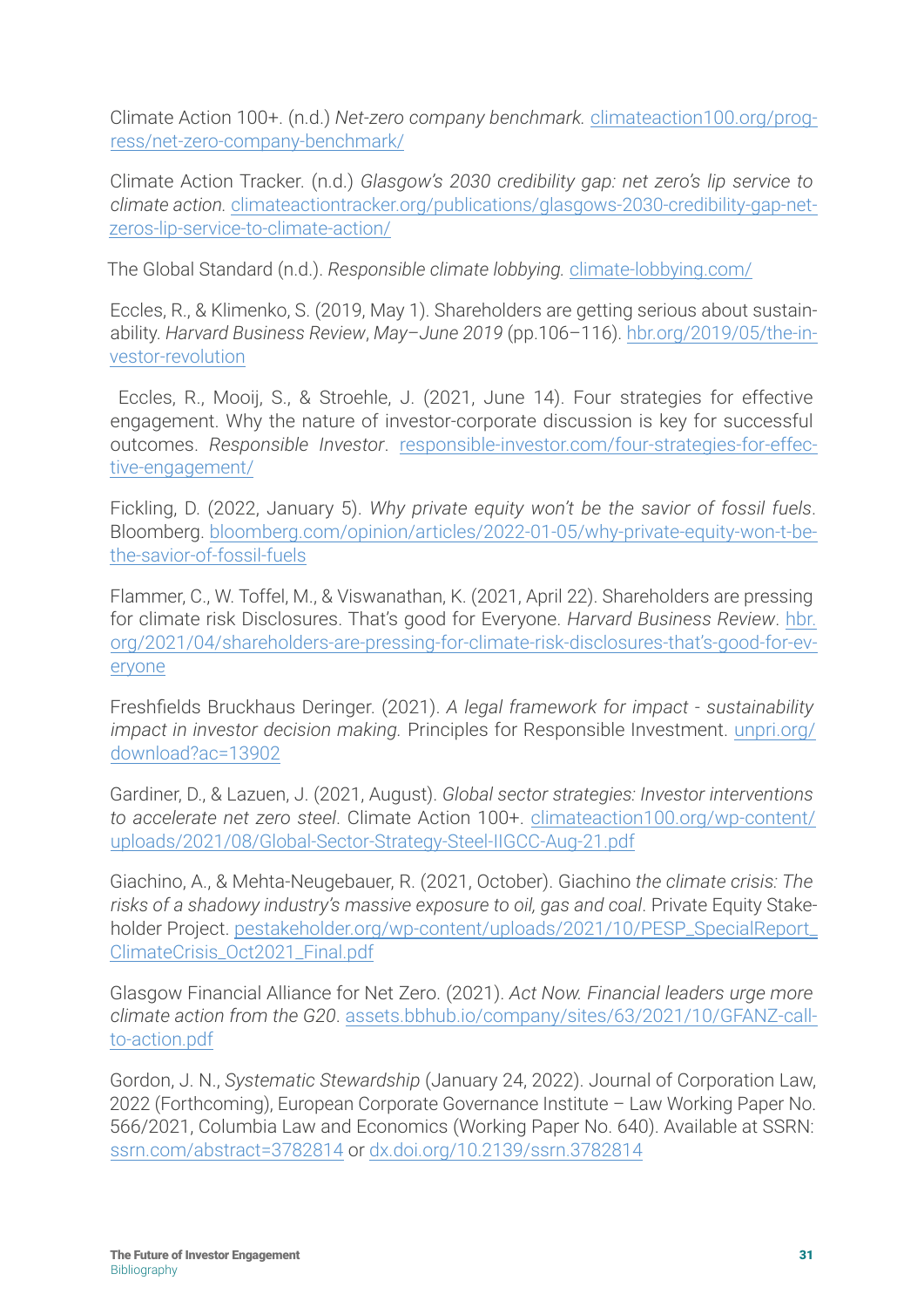Climate Action 100+. (n.d.) *Net-zero company benchmark.* [climateaction100.org/progress/net-zero-company-benchmark/](climateaction100.org/progress/net-zero-company-benchmark/)

Climate Action Tracker. (n.d.) *Glasgow's 2030 credibility gap: net zero's lip service to climate action.* [climateactiontracker.org/publications/glasgows-2030-credibility-gap-net-zeros-lip-service-to-climate-action/](climateactiontracker.org/publications/glasgows-2030-credibility-gap-net-zeros-lip-service-to-climate-action/)

The Global Standard (n.d.). *Responsible climate lobbying.* [climate-lobbying.com/](climate-lobbying.com/)

Eccles, R., & Klimenko, S. (2019, May 1). Shareholders are getting serious about sustainability. *Harvard Business Review*, *May–June 2019* (pp.106–116). [hbr.org/2019/05/the-investor-revolution](hbr.org/2019/05/the-investor-revolution)

Eccles, R., Mooij, S., & Stroehle, J. (2021, June 14). Four strategies for effective engagement. Why the nature of investor-corporate discussion is key for successful outcomes. *Responsible Investor*. [responsible-investor.com/four-strategies-for-effective-engagement/](responsible-investor.com/four-strategies-for-effective-engagement/)

Fickling, D. (2022, January 5). *Why private equity won't be the savior of fossil fuels*. Bloomberg. [bloomberg.com/opinion/articles/2022-01-05/why-private-equity-won-t-be-the-savior-of-fossil-fuels](bloomberg.com/opinion/articles/2022-01-05/why-private-equity-won-t-be-the-savior-of-fossil-fuels)

Flammer, C., W. Toffel, M., & Viswanathan, K. (2021, April 22). Shareholders are pressing for climate risk Disclosures. That's good for Everyone. *Harvard Business Review*. [hbr.org/2021/04/shareholders-are-pressing-for-climate-risk-disclosures-that's-good-for-everyone](hbr.org/2021/04/shareholders-are-pressing-for-climate-risk-disclosures-that's-good-for-everyone)

Freshfields Bruckhaus Deringer. (2021). *A legal framework for impact - sustainability impact in investor decision making.* Principles for Responsible Investment. [unpri.org/download?ac=13902](unpri.org/download?ac=13902)

Gardiner, D., & Lazuen, J. (2021, August). *Global sector strategies: Investor interventions to accelerate net zero steel*. Climate Action 100+. [climateaction100.org/wp-content/uploads/2021/08/Global-Sector-Strategy-Steel-IIGCC-Aug-21.pdf](climateaction100.org/wp-content/uploads/2021/08/Global-Sector-Strategy-Steel-IIGCC-Aug-21.pdf)

Giachino, A., & Mehta-Neugebauer, R. (2021, October). Giachino *the climate crisis: The risks of a shadowy industry's massive exposure to oil, gas and coal*. Private Equity Stakeholder Project. [pestakeholder.org/wp-content/uploads/2021/10/PESP_SpecialReport_ClimateCrisis_Oct2021_Final.pdf](pestakeholder.org/wp-content/uploads/2021/10/PESP_SpecialReport_ClimateCrisis_Oct2021_Final.pdf)

Glasgow Financial Alliance for Net Zero. (2021). *Act Now. Financial leaders urge more climate action from the G20*. [assets.bbhub.io/company/sites/63/2021/10/GFANZ-call-to-action.pdf](assets.bbhub.io/company/sites/63/2021/10/GFANZ-call-to-action.pdf)

Gordon, J. N., *Systematic Stewardship* (January 24, 2022). Journal of Corporation Law, 2022 (Forthcoming), European Corporate Governance Institute – Law Working Paper No. 566/2021, Columbia Law and Economics (Working Paper No. 640). Available at SSRN: [ssrn.com/abstract=3782814](ssrn.com/abstract=3782814) or [dx.doi.org/10.2139/ssrn.3782814](dx.doi.org/10.2139/ssrn.3782814)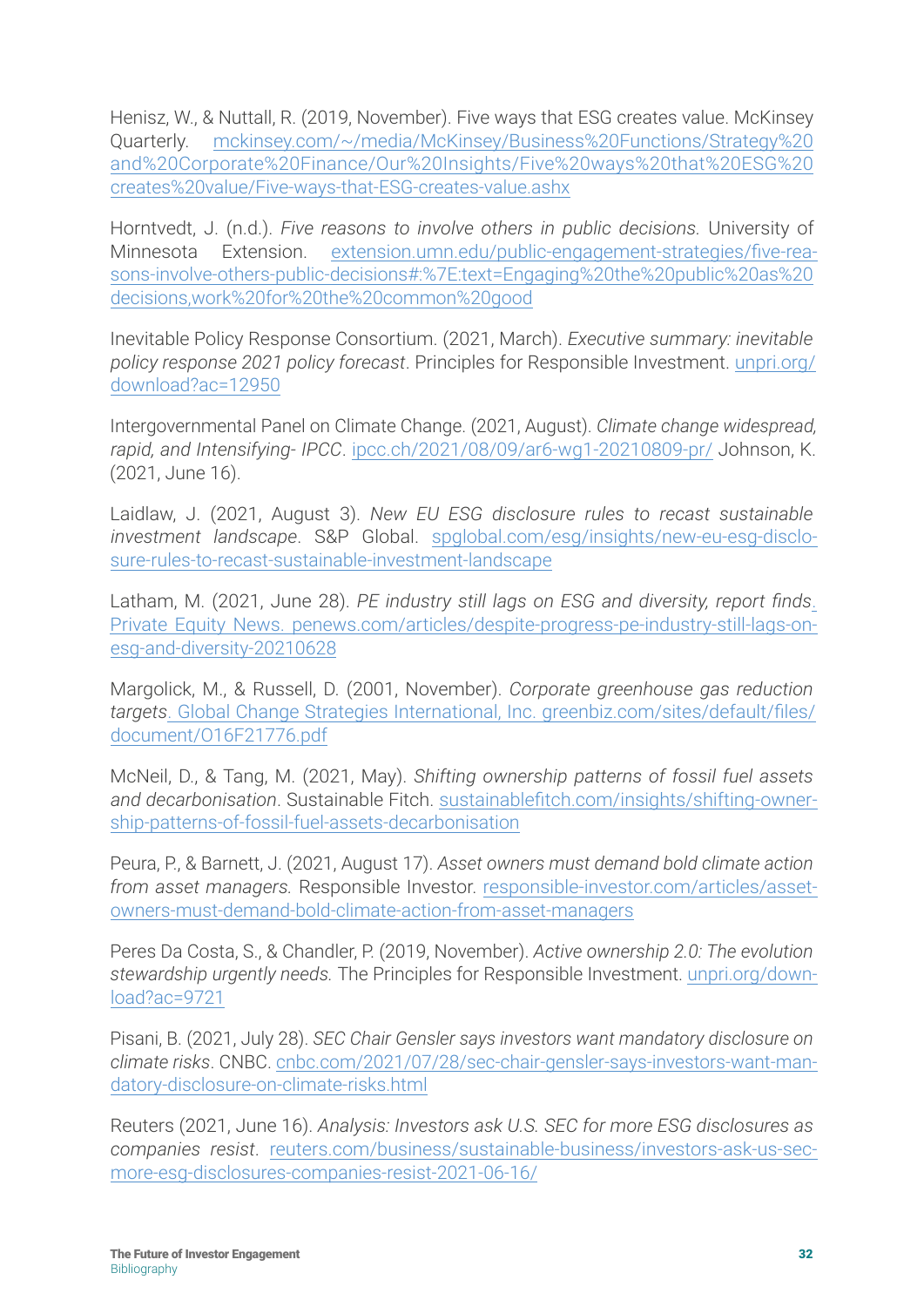Henisz, W., & Nuttall, R. (2019, November). Five ways that ESG creates value. McKinsey Quarterly. mckinsey.com/~/media/McKinsey/Business%20Functions/Strategy%20and%20Corporate%20Finance/Our%20Insights/Five%20ways%20that%20ESG%20creates%20value/Five-ways-that-ESG-creates-value.ashx

Horntvedt, J. (n.d.). *Five reasons to involve others in public decisions*. University of Minnesota Extension. extension.umn.edu/public-engagement-strategies/five-reasons-involve-others-public-decisions#:%7E:text=Engaging%20the%20public%20as%20decisions,work%20for%20the%20common%20good

Inevitable Policy Response Consortium. (2021, March). *Executive summary: inevitable policy response 2021 policy forecast*. Principles for Responsible Investment. unpri.org/download?ac=12950

Intergovernmental Panel on Climate Change. (2021, August). *Climate change widespread, rapid, and Intensifying- IPCC*. ipcc.ch/2021/08/09/ar6-wg1-20210809-pr/ Johnson, K. (2021, June 16).

Laidlaw, J. (2021, August 3). *New EU ESG disclosure rules to recast sustainable investment landscape*. S&P Global. spglobal.com/esg/insights/new-eu-esg-disclosure-rules-to-recast-sustainable-investment-landscape

Latham, M. (2021, June 28). *PE industry still lags on ESG and diversity, report finds*. Private Equity News. penews.com/articles/despite-progress-pe-industry-still-lags-on-esg-and-diversity-20210628

Margolick, M., & Russell, D. (2001, November). *Corporate greenhouse gas reduction targets*. Global Change Strategies International, Inc. greenbiz.com/sites/default/files/document/O16F21776.pdf

McNeil, D., & Tang, M. (2021, May). *Shifting ownership patterns of fossil fuel assets and decarbonisation*. Sustainable Fitch. sustainablefitch.com/insights/shifting-ownership-patterns-of-fossil-fuel-assets-decarbonisation

Peura, P., & Barnett, J. (2021, August 17). *Asset owners must demand bold climate action from asset managers.* Responsible Investor. responsible-investor.com/articles/asset-owners-must-demand-bold-climate-action-from-asset-managers

Peres Da Costa, S., & Chandler, P. (2019, November). *Active ownership 2.0: The evolution stewardship urgently needs.* The Principles for Responsible Investment. unpri.org/download?ac=9721

Pisani, B. (2021, July 28). *SEC Chair Gensler says investors want mandatory disclosure on climate risks*. CNBC. cnbc.com/2021/07/28/sec-chair-gensler-says-investors-want-mandatory-disclosure-on-climate-risks.html

Reuters (2021, June 16). *Analysis: Investors ask U.S. SEC for more ESG disclosures as companies resist*. reuters.com/business/sustainable-business/investors-ask-us-sec-more-esg-disclosures-companies-resist-2021-06-16/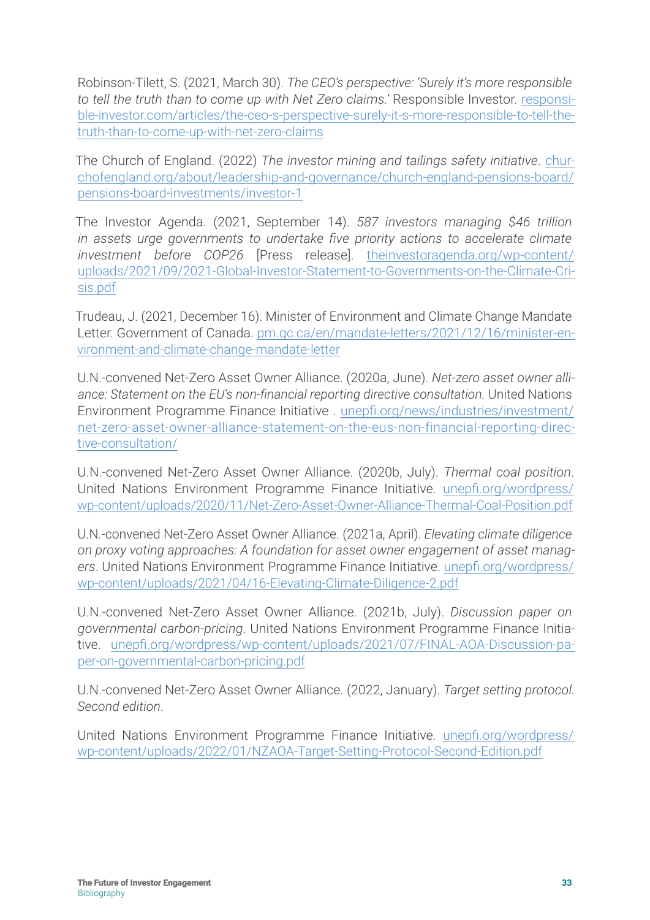Robinson-Tilett, S. (2021, March 30). *The CEO's perspective: 'Surely it's more responsible to tell the truth than to come up with Net Zero claims.'* Responsible Investor. responsible-investor.com/articles/the-ceo-s-perspective-surely-it-s-more-responsible-to-tell-the-truth-than-to-come-up-with-net-zero-claims

The Church of England. (2022) *The investor mining and tailings safety initiative*. churchofengland.org/about/leadership-and-governance/church-england-pensions-board/pensions-board-investments/investor-1

The Investor Agenda. (2021, September 14). *587 investors managing $46 trillion in assets urge governments to undertake five priority actions to accelerate climate investment before COP26* [Press release]. theinvestoragenda.org/wp-content/uploads/2021/09/2021-Global-Investor-Statement-to-Governments-on-the-Climate-Crisis.pdf

Trudeau, J. (2021, December 16). Minister of Environment and Climate Change Mandate Letter. Government of Canada. pm.gc.ca/en/mandate-letters/2021/12/16/minister-environment-and-climate-change-mandate-letter

U.N.-convened Net-Zero Asset Owner Alliance. (2020a, June). *Net-zero asset owner alliance: Statement on the EU's non-financial reporting directive consultation.* United Nations Environment Programme Finance Initiative . unepfi.org/news/industries/investment/net-zero-asset-owner-alliance-statement-on-the-eus-non-financial-reporting-directive-consultation/

U.N.-convened Net-Zero Asset Owner Alliance. (2020b, July). *Thermal coal position*. United Nations Environment Programme Finance Initiative. unepfi.org/wordpress/wp-content/uploads/2020/11/Net-Zero-Asset-Owner-Alliance-Thermal-Coal-Position.pdf

U.N.-convened Net-Zero Asset Owner Alliance. (2021a, April). *Elevating climate diligence on proxy voting approaches: A foundation for asset owner engagement of asset managers*. United Nations Environment Programme Finance Initiative. unepfi.org/wordpress/wp-content/uploads/2021/04/16-Elevating-Climate-Diligence-2.pdf

U.N.-convened Net-Zero Asset Owner Alliance. (2021b, July). *Discussion paper on governmental carbon-pricing*. United Nations Environment Programme Finance Initiative. unepfi.org/wordpress/wp-content/uploads/2021/07/FINAL-AOA-Discussion-paper-on-governmental-carbon-pricing.pdf

U.N.-convened Net-Zero Asset Owner Alliance. (2022, January). *Target setting protocol. Second edition*.

United Nations Environment Programme Finance Initiative. unepfi.org/wordpress/wp-content/uploads/2022/01/NZAOA-Target-Setting-Protocol-Second-Edition.pdf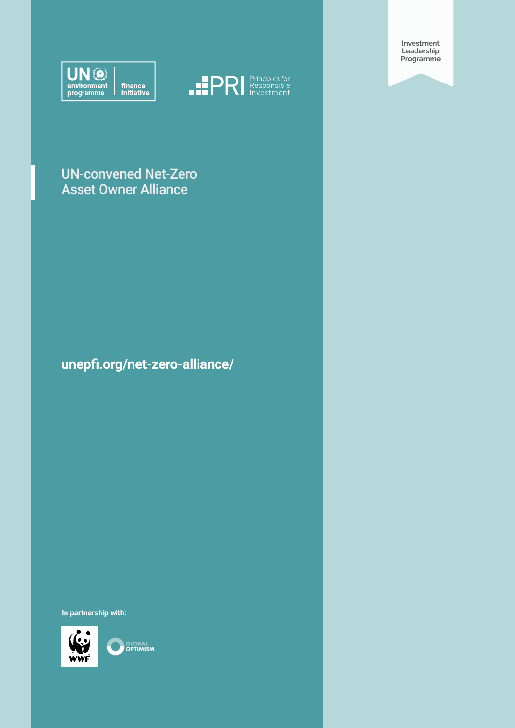Investment Leadership Programme

UN environment programme | finance initiative

PRI Principles for Responsible Investment

## UN-convened Net-Zero Asset Owner Alliance

**unepfi.org/net-zero-alliance/**

**In partnership with:**

WWF

GLOBAL OPTIMISM